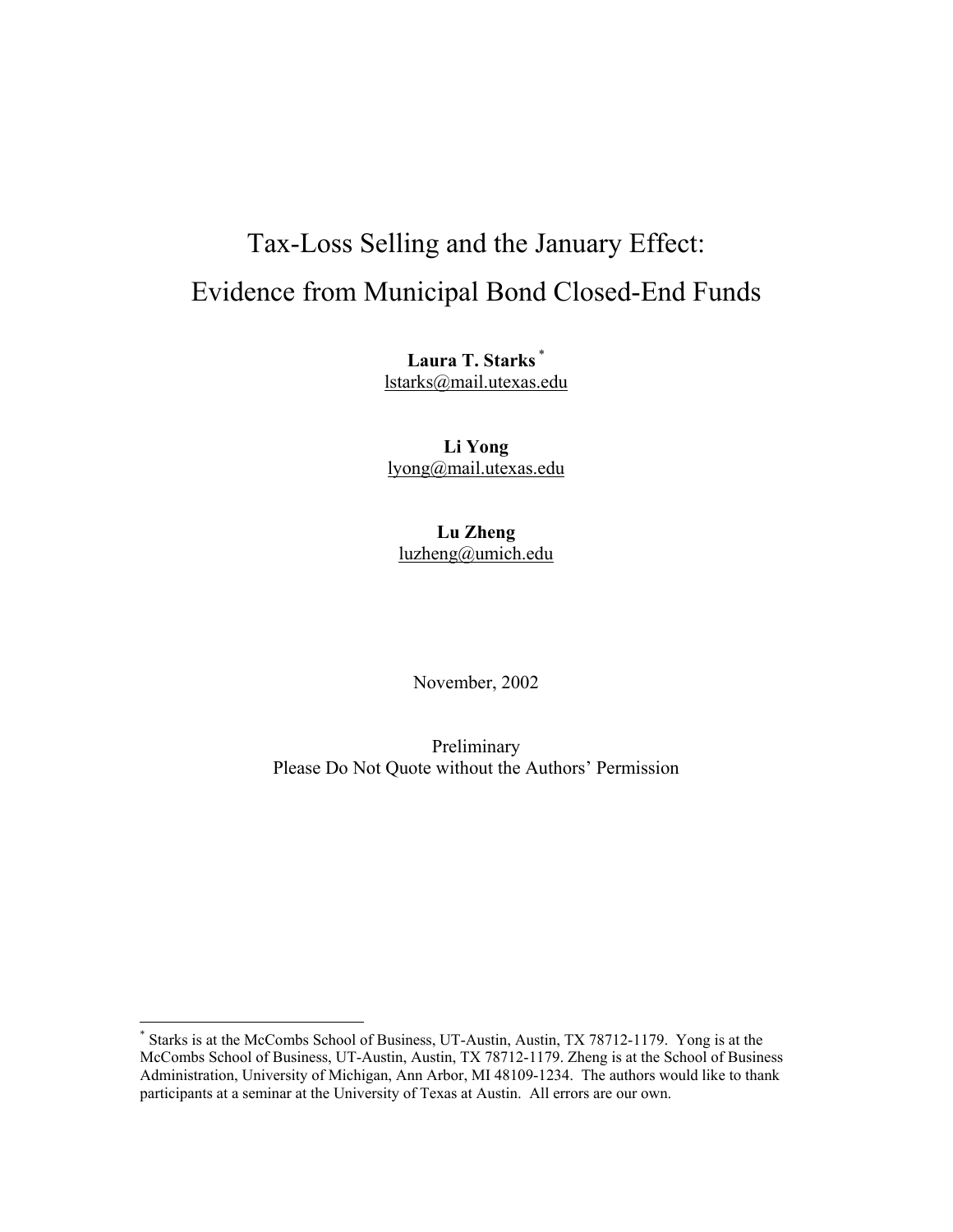# Tax-Loss Selling and the January Effect: Evidence from Municipal Bond Closed-End Funds

**Laura T. Starks** [*]
lstarks@mail.utexas.edu

**Li Yong**
lyong@mail.utexas.edu

**Lu Zheng**
luzheng@umich.edu

November, 2002

Preliminary
Please Do Not Quote without the Authors' Permission

---

[*] Starks is at the McCombs School of Business, UT-Austin, Austin, TX 78712-1179. Yong is at the McCombs School of Business, UT-Austin, Austin, TX 78712-1179. Zheng is at the School of Business Administration, University of Michigan, Ann Arbor, MI 48109-1234. The authors would like to thank participants at a seminar at the University of Texas at Austin. All errors are our own.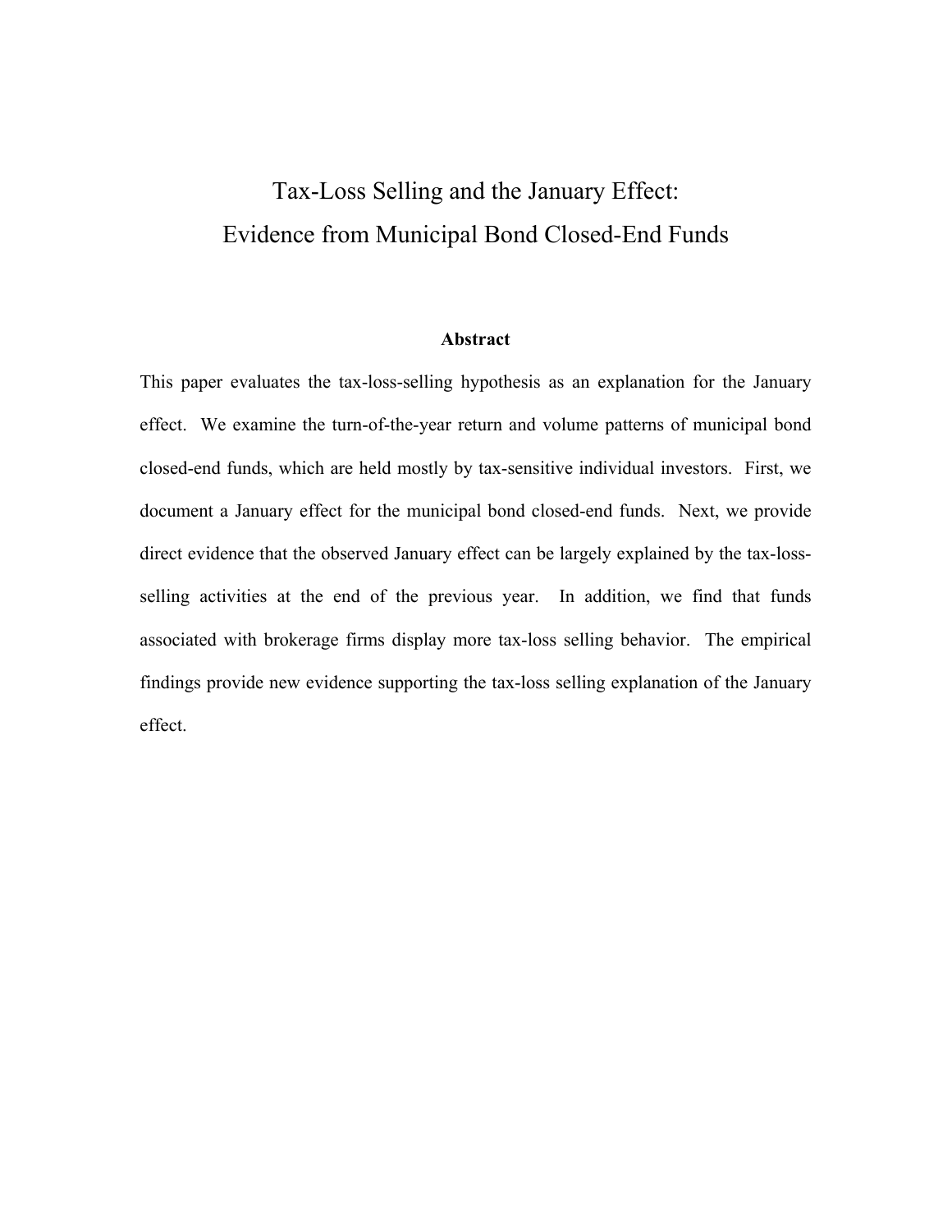# Tax-Loss Selling and the January Effect: Evidence from Municipal Bond Closed-End Funds

### Abstract

This paper evaluates the tax-loss-selling hypothesis as an explanation for the January effect. We examine the turn-of-the-year return and volume patterns of municipal bond closed-end funds, which are held mostly by tax-sensitive individual investors. First, we document a January effect for the municipal bond closed-end funds. Next, we provide direct evidence that the observed January effect can be largely explained by the tax-loss-selling activities at the end of the previous year. In addition, we find that funds associated with brokerage firms display more tax-loss selling behavior. The empirical findings provide new evidence supporting the tax-loss selling explanation of the January effect.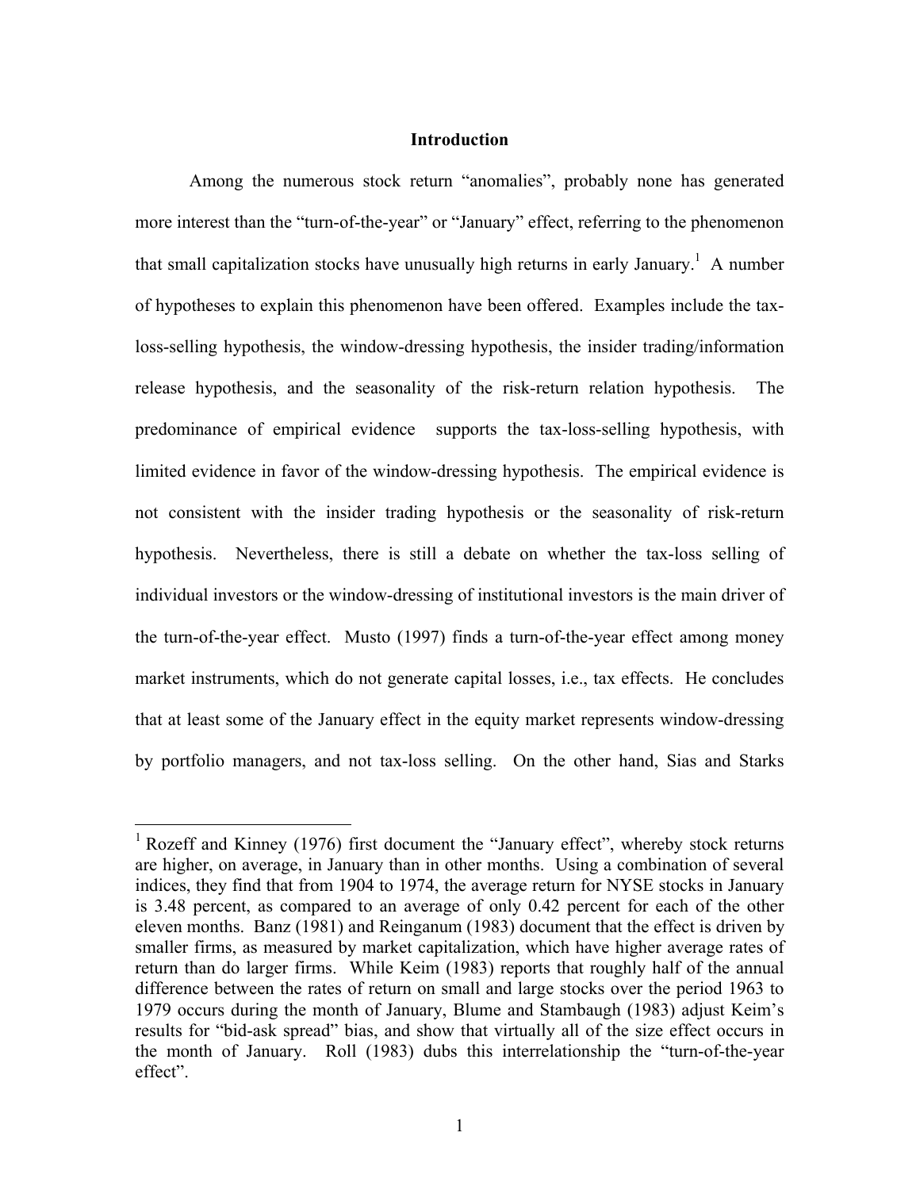## Introduction

Among the numerous stock return "anomalies", probably none has generated more interest than the "turn-of-the-year" or "January" effect, referring to the phenomenon that small capitalization stocks have unusually high returns in early January.[1] A number of hypotheses to explain this phenomenon have been offered. Examples include the tax-loss-selling hypothesis, the window-dressing hypothesis, the insider trading/information release hypothesis, and the seasonality of the risk-return relation hypothesis. The predominance of empirical evidence supports the tax-loss-selling hypothesis, with limited evidence in favor of the window-dressing hypothesis. The empirical evidence is not consistent with the insider trading hypothesis or the seasonality of risk-return hypothesis. Nevertheless, there is still a debate on whether the tax-loss selling of individual investors or the window-dressing of institutional investors is the main driver of the turn-of-the-year effect. Musto (1997) finds a turn-of-the-year effect among money market instruments, which do not generate capital losses, i.e., tax effects. He concludes that at least some of the January effect in the equity market represents window-dressing by portfolio managers, and not tax-loss selling. On the other hand, Sias and Starks

---

[1] Rozeff and Kinney (1976) first document the "January effect", whereby stock returns are higher, on average, in January than in other months. Using a combination of several indices, they find that from 1904 to 1974, the average return for NYSE stocks in January is 3.48 percent, as compared to an average of only 0.42 percent for each of the other eleven months. Banz (1981) and Reinganum (1983) document that the effect is driven by smaller firms, as measured by market capitalization, which have higher average rates of return than do larger firms. While Keim (1983) reports that roughly half of the annual difference between the rates of return on small and large stocks over the period 1963 to 1979 occurs during the month of January, Blume and Stambaugh (1983) adjust Keim's results for "bid-ask spread" bias, and show that virtually all of the size effect occurs in the month of January. Roll (1983) dubs this interrelationship the "turn-of-the-year effect".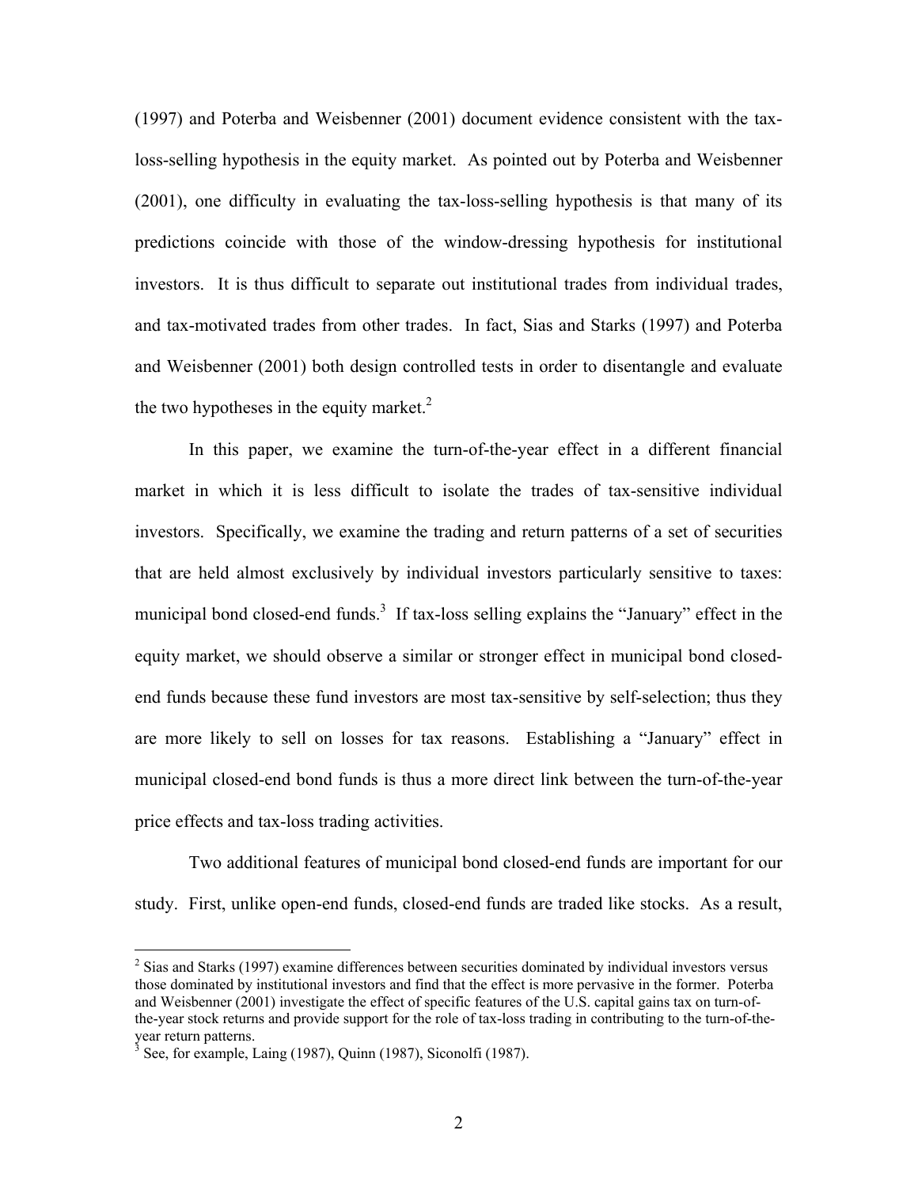(1997) and Poterba and Weisbenner (2001) document evidence consistent with the tax-loss-selling hypothesis in the equity market. As pointed out by Poterba and Weisbenner (2001), one difficulty in evaluating the tax-loss-selling hypothesis is that many of its predictions coincide with those of the window-dressing hypothesis for institutional investors. It is thus difficult to separate out institutional trades from individual trades, and tax-motivated trades from other trades. In fact, Sias and Starks (1997) and Poterba and Weisbenner (2001) both design controlled tests in order to disentangle and evaluate the two hypotheses in the equity market.[2]

In this paper, we examine the turn-of-the-year effect in a different financial market in which it is less difficult to isolate the trades of tax-sensitive individual investors. Specifically, we examine the trading and return patterns of a set of securities that are held almost exclusively by individual investors particularly sensitive to taxes: municipal bond closed-end funds.[3] If tax-loss selling explains the "January" effect in the equity market, we should observe a similar or stronger effect in municipal bond closed-end funds because these fund investors are most tax-sensitive by self-selection; thus they are more likely to sell on losses for tax reasons. Establishing a "January" effect in municipal closed-end bond funds is thus a more direct link between the turn-of-the-year price effects and tax-loss trading activities.

Two additional features of municipal bond closed-end funds are important for our study. First, unlike open-end funds, closed-end funds are traded like stocks. As a result,

[2] Sias and Starks (1997) examine differences between securities dominated by individual investors versus those dominated by institutional investors and find that the effect is more pervasive in the former. Poterba and Weisbenner (2001) investigate the effect of specific features of the U.S. capital gains tax on turn-of-the-year stock returns and provide support for the role of tax-loss trading in contributing to the turn-of-the-year return patterns.

[3] See, for example, Laing (1987), Quinn (1987), Siconolfi (1987).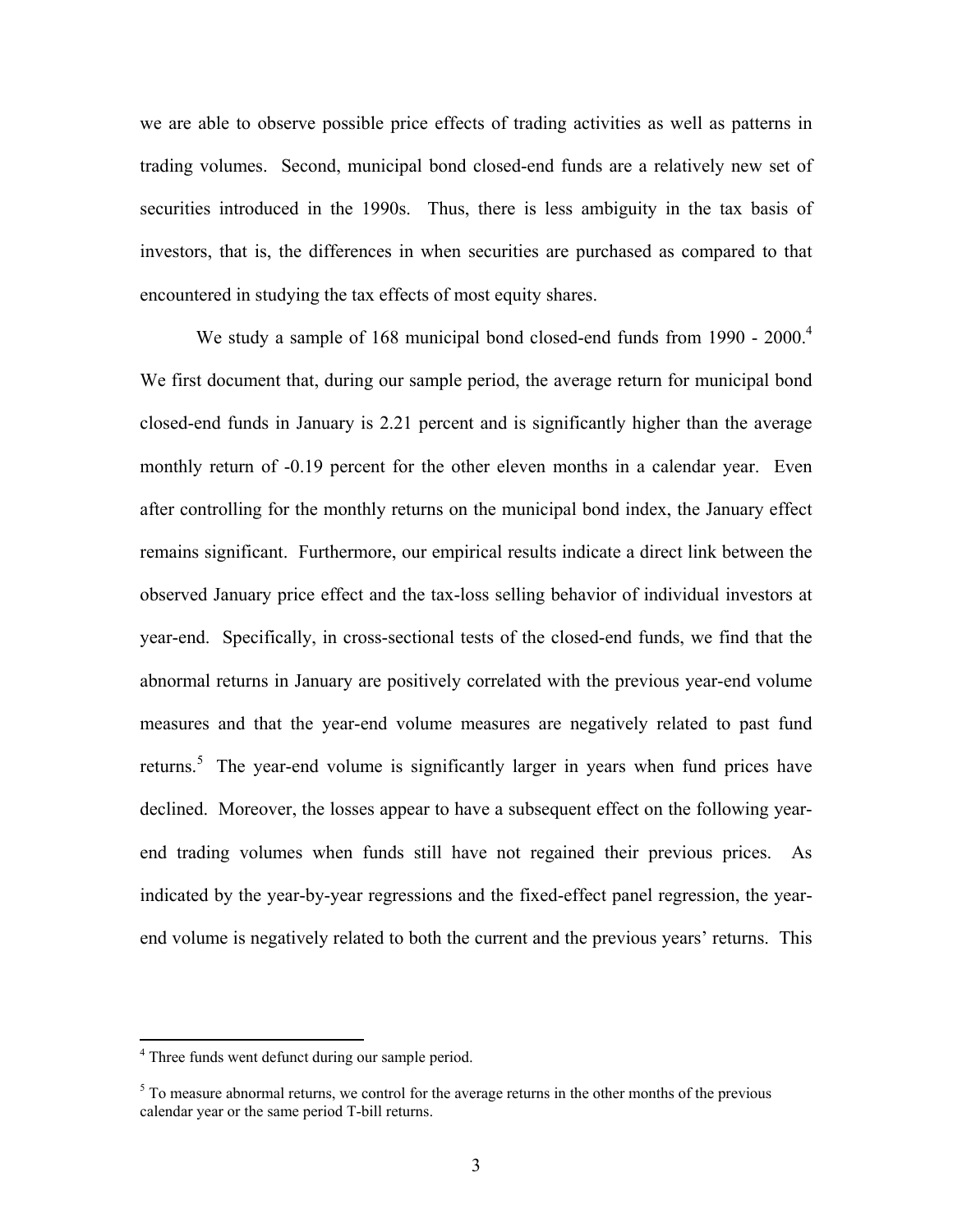we are able to observe possible price effects of trading activities as well as patterns in trading volumes. Second, municipal bond closed-end funds are a relatively new set of securities introduced in the 1990s. Thus, there is less ambiguity in the tax basis of investors, that is, the differences in when securities are purchased as compared to that encountered in studying the tax effects of most equity shares.

We study a sample of 168 municipal bond closed-end funds from 1990 - 2000.[4] We first document that, during our sample period, the average return for municipal bond closed-end funds in January is 2.21 percent and is significantly higher than the average monthly return of -0.19 percent for the other eleven months in a calendar year. Even after controlling for the monthly returns on the municipal bond index, the January effect remains significant. Furthermore, our empirical results indicate a direct link between the observed January price effect and the tax-loss selling behavior of individual investors at year-end. Specifically, in cross-sectional tests of the closed-end funds, we find that the abnormal returns in January are positively correlated with the previous year-end volume measures and that the year-end volume measures are negatively related to past fund returns.[5] The year-end volume is significantly larger in years when fund prices have declined. Moreover, the losses appear to have a subsequent effect on the following year-end trading volumes when funds still have not regained their previous prices. As indicated by the year-by-year regressions and the fixed-effect panel regression, the year-end volume is negatively related to both the current and the previous years' returns. This

---

[4] Three funds went defunct during our sample period.

[5] To measure abnormal returns, we control for the average returns in the other months of the previous calendar year or the same period T-bill returns.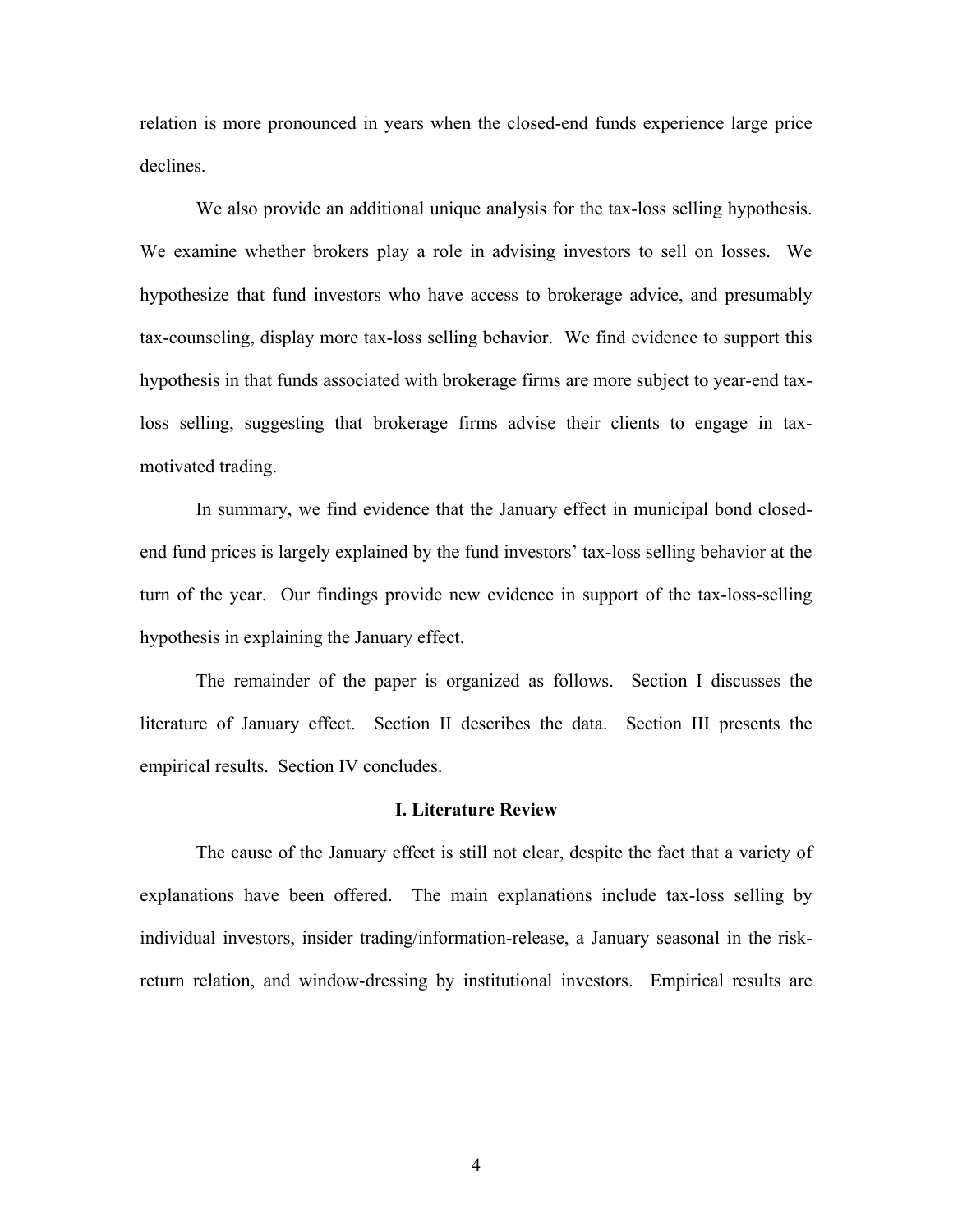relation is more pronounced in years when the closed-end funds experience large price declines.

We also provide an additional unique analysis for the tax-loss selling hypothesis. We examine whether brokers play a role in advising investors to sell on losses. We hypothesize that fund investors who have access to brokerage advice, and presumably tax-counseling, display more tax-loss selling behavior. We find evidence to support this hypothesis in that funds associated with brokerage firms are more subject to year-end tax-loss selling, suggesting that brokerage firms advise their clients to engage in tax-motivated trading.

In summary, we find evidence that the January effect in municipal bond closed-end fund prices is largely explained by the fund investors' tax-loss selling behavior at the turn of the year. Our findings provide new evidence in support of the tax-loss-selling hypothesis in explaining the January effect.

The remainder of the paper is organized as follows. Section I discusses the literature of January effect. Section II describes the data. Section III presents the empirical results. Section IV concludes.

## I. Literature Review

The cause of the January effect is still not clear, despite the fact that a variety of explanations have been offered. The main explanations include tax-loss selling by individual investors, insider trading/information-release, a January seasonal in the risk-return relation, and window-dressing by institutional investors. Empirical results are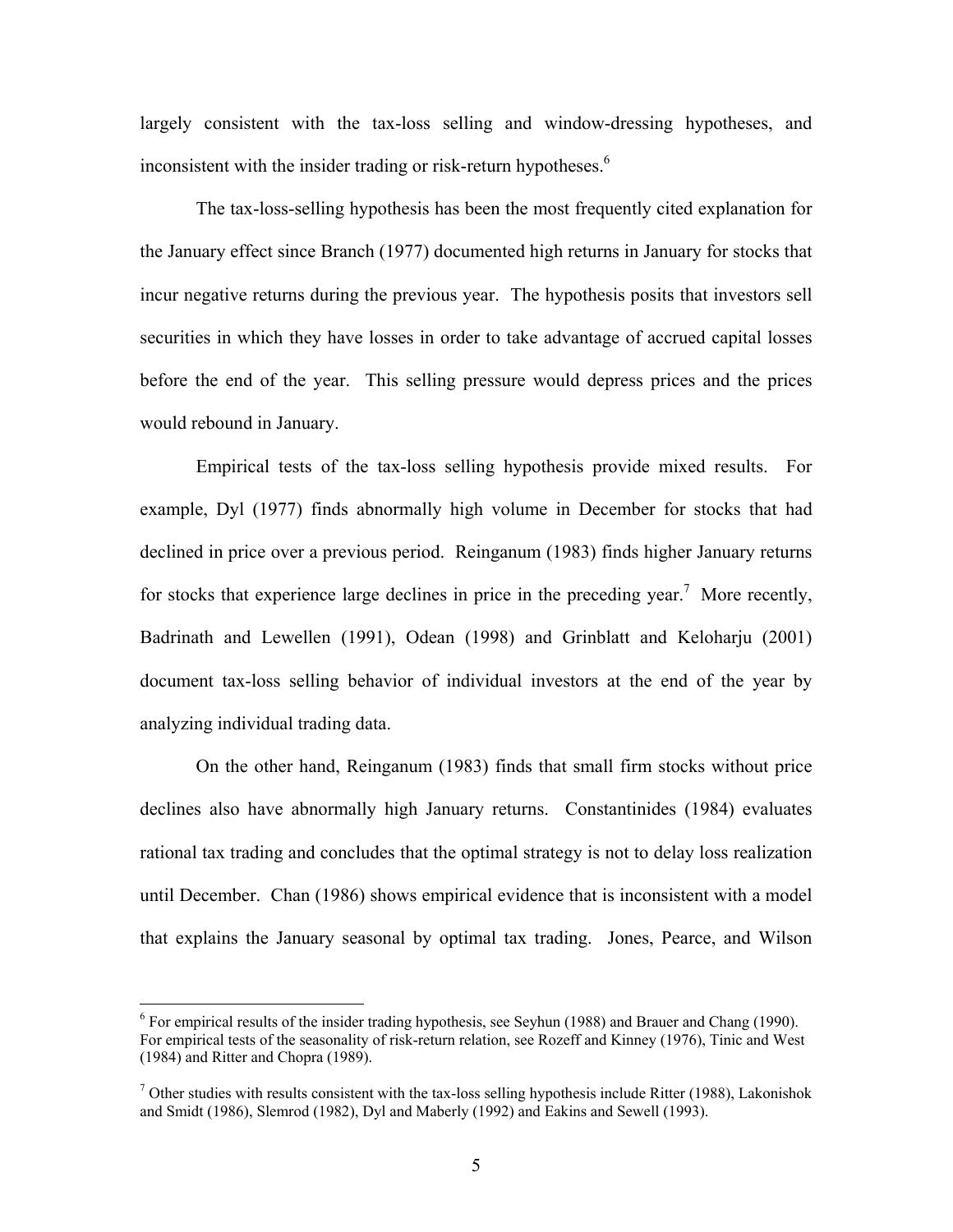largely consistent with the tax-loss selling and window-dressing hypotheses, and inconsistent with the insider trading or risk-return hypotheses.[6]

The tax-loss-selling hypothesis has been the most frequently cited explanation for the January effect since Branch (1977) documented high returns in January for stocks that incur negative returns during the previous year. The hypothesis posits that investors sell securities in which they have losses in order to take advantage of accrued capital losses before the end of the year. This selling pressure would depress prices and the prices would rebound in January.

Empirical tests of the tax-loss selling hypothesis provide mixed results. For example, Dyl (1977) finds abnormally high volume in December for stocks that had declined in price over a previous period. Reinganum (1983) finds higher January returns for stocks that experience large declines in price in the preceding year.[7] More recently, Badrinath and Lewellen (1991), Odean (1998) and Grinblatt and Keloharju (2001) document tax-loss selling behavior of individual investors at the end of the year by analyzing individual trading data.

On the other hand, Reinganum (1983) finds that small firm stocks without price declines also have abnormally high January returns. Constantinides (1984) evaluates rational tax trading and concludes that the optimal strategy is not to delay loss realization until December. Chan (1986) shows empirical evidence that is inconsistent with a model that explains the January seasonal by optimal tax trading. Jones, Pearce, and Wilson

---

[6] For empirical results of the insider trading hypothesis, see Seyhun (1988) and Brauer and Chang (1990). For empirical tests of the seasonality of risk-return relation, see Rozeff and Kinney (1976), Tinic and West (1984) and Ritter and Chopra (1989).

[7] Other studies with results consistent with the tax-loss selling hypothesis include Ritter (1988), Lakonishok and Smidt (1986), Slemrod (1982), Dyl and Maberly (1992) and Eakins and Sewell (1993).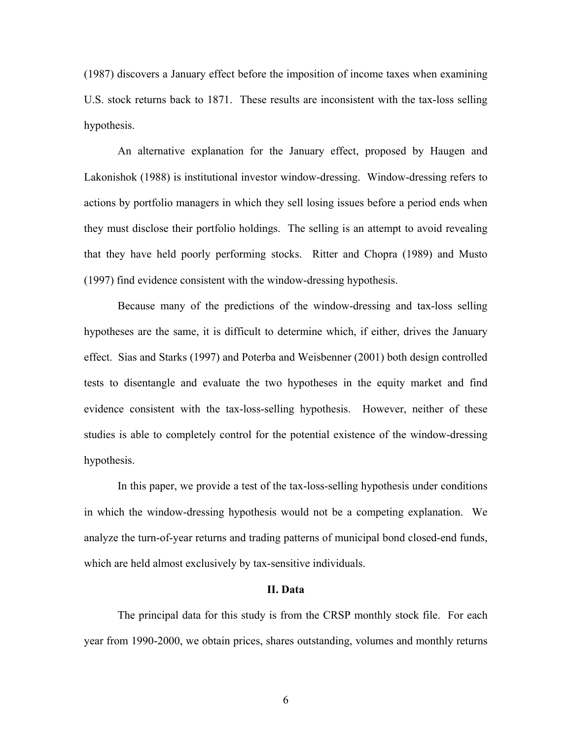(1987) discovers a January effect before the imposition of income taxes when examining U.S. stock returns back to 1871. These results are inconsistent with the tax-loss selling hypothesis.

An alternative explanation for the January effect, proposed by Haugen and Lakonishok (1988) is institutional investor window-dressing. Window-dressing refers to actions by portfolio managers in which they sell losing issues before a period ends when they must disclose their portfolio holdings. The selling is an attempt to avoid revealing that they have held poorly performing stocks. Ritter and Chopra (1989) and Musto (1997) find evidence consistent with the window-dressing hypothesis.

Because many of the predictions of the window-dressing and tax-loss selling hypotheses are the same, it is difficult to determine which, if either, drives the January effect. Sias and Starks (1997) and Poterba and Weisbenner (2001) both design controlled tests to disentangle and evaluate the two hypotheses in the equity market and find evidence consistent with the tax-loss-selling hypothesis. However, neither of these studies is able to completely control for the potential existence of the window-dressing hypothesis.

In this paper, we provide a test of the tax-loss-selling hypothesis under conditions in which the window-dressing hypothesis would not be a competing explanation. We analyze the turn-of-year returns and trading patterns of municipal bond closed-end funds, which are held almost exclusively by tax-sensitive individuals.

## II. Data

The principal data for this study is from the CRSP monthly stock file. For each year from 1990-2000, we obtain prices, shares outstanding, volumes and monthly returns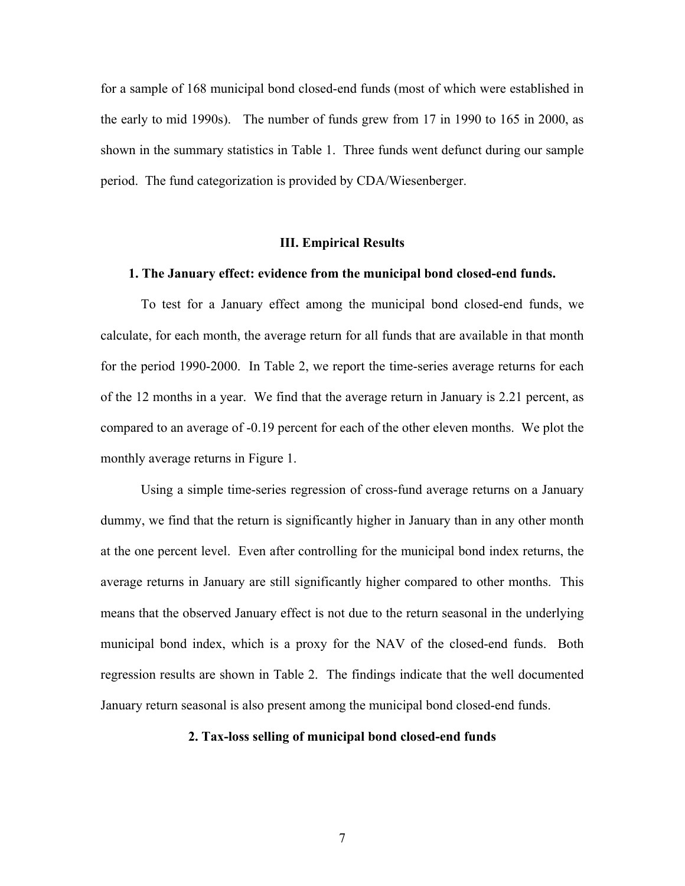for a sample of 168 municipal bond closed-end funds (most of which were established in the early to mid 1990s). The number of funds grew from 17 in 1990 to 165 in 2000, as shown in the summary statistics in Table 1. Three funds went defunct during our sample period. The fund categorization is provided by CDA/Wiesenberger.

## III. Empirical Results

### 1. The January effect: evidence from the municipal bond closed-end funds.

To test for a January effect among the municipal bond closed-end funds, we calculate, for each month, the average return for all funds that are available in that month for the period 1990-2000. In Table 2, we report the time-series average returns for each of the 12 months in a year. We find that the average return in January is 2.21 percent, as compared to an average of -0.19 percent for each of the other eleven months. We plot the monthly average returns in Figure 1.

Using a simple time-series regression of cross-fund average returns on a January dummy, we find that the return is significantly higher in January than in any other month at the one percent level. Even after controlling for the municipal bond index returns, the average returns in January are still significantly higher compared to other months. This means that the observed January effect is not due to the return seasonal in the underlying municipal bond index, which is a proxy for the NAV of the closed-end funds. Both regression results are shown in Table 2. The findings indicate that the well documented January return seasonal is also present among the municipal bond closed-end funds.

### 2. Tax-loss selling of municipal bond closed-end funds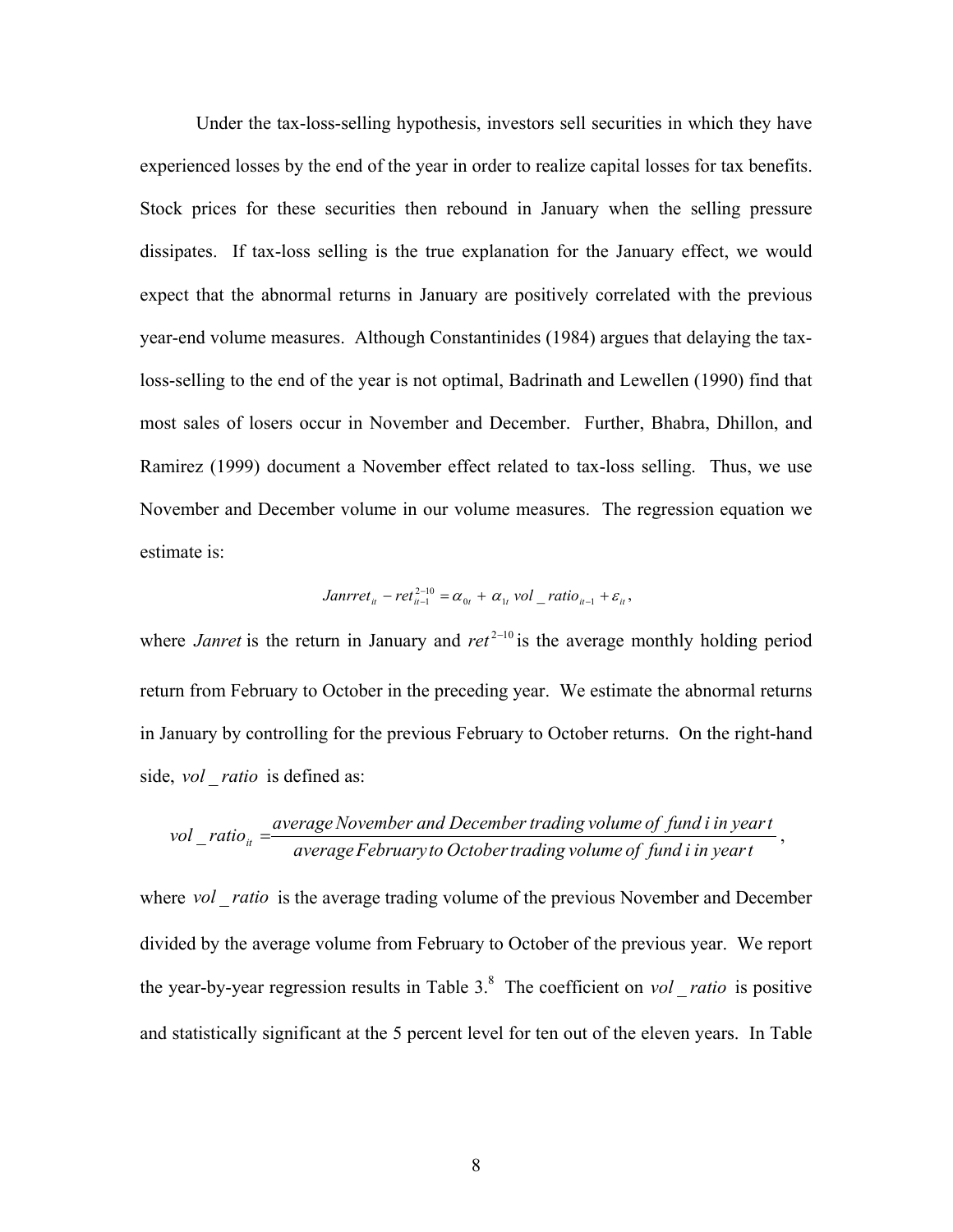Under the tax-loss-selling hypothesis, investors sell securities in which they have experienced losses by the end of the year in order to realize capital losses for tax benefits. Stock prices for these securities then rebound in January when the selling pressure dissipates. If tax-loss selling is the true explanation for the January effect, we would expect that the abnormal returns in January are positively correlated with the previous year-end volume measures. Although Constantinides (1984) argues that delaying the tax-loss-selling to the end of the year is not optimal, Badrinath and Lewellen (1990) find that most sales of losers occur in November and December. Further, Bhabra, Dhillon, and Ramirez (1999) document a November effect related to tax-loss selling. Thus, we use November and December volume in our volume measures. The regression equation we estimate is:

$$Janrret_{it} - ret_{it-1}^{2-10} = \alpha_{0t} + \alpha_{1t}\, vol\_ratio_{it-1} + \varepsilon_{it},$$

where *Janret* is the return in January and $ret^{2-10}$ is the average monthly holding period return from February to October in the preceding year. We estimate the abnormal returns in January by controlling for the previous February to October returns. On the right-hand side, $vol\_ratio$ is defined as:

$$vol\_ratio_{it} = \frac{average\ November\ and\ December\ trading\ volume\ of\ fund\ i\ in\ year\ t}{average\ February\ to\ October\ trading\ volume\ of\ fund\ i\ in\ year\ t},$$

where $vol\_ratio$ is the average trading volume of the previous November and December divided by the average volume from February to October of the previous year. We report the year-by-year regression results in Table 3.[8] The coefficient on $vol\_ratio$ is positive and statistically significant at the 5 percent level for ten out of the eleven years. In Table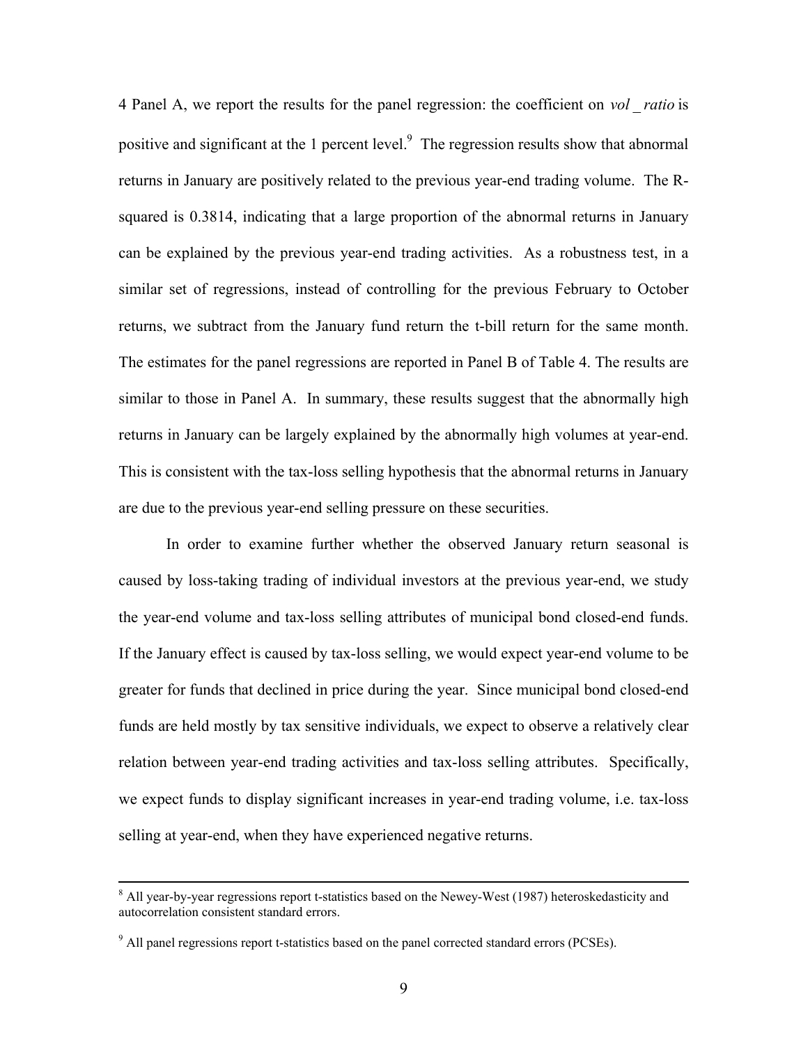4 Panel A, we report the results for the panel regression: the coefficient on *vol _ ratio* is positive and significant at the 1 percent level.[9] The regression results show that abnormal returns in January are positively related to the previous year-end trading volume. The R-squared is 0.3814, indicating that a large proportion of the abnormal returns in January can be explained by the previous year-end trading activities. As a robustness test, in a similar set of regressions, instead of controlling for the previous February to October returns, we subtract from the January fund return the t-bill return for the same month. The estimates for the panel regressions are reported in Panel B of Table 4. The results are similar to those in Panel A. In summary, these results suggest that the abnormally high returns in January can be largely explained by the abnormally high volumes at year-end. This is consistent with the tax-loss selling hypothesis that the abnormal returns in January are due to the previous year-end selling pressure on these securities.

In order to examine further whether the observed January return seasonal is caused by loss-taking trading of individual investors at the previous year-end, we study the year-end volume and tax-loss selling attributes of municipal bond closed-end funds. If the January effect is caused by tax-loss selling, we would expect year-end volume to be greater for funds that declined in price during the year. Since municipal bond closed-end funds are held mostly by tax sensitive individuals, we expect to observe a relatively clear relation between year-end trading activities and tax-loss selling attributes. Specifically, we expect funds to display significant increases in year-end trading volume, i.e. tax-loss selling at year-end, when they have experienced negative returns.

---

[8] All year-by-year regressions report t-statistics based on the Newey-West (1987) heteroskedasticity and autocorrelation consistent standard errors.

[9] All panel regressions report t-statistics based on the panel corrected standard errors (PCSEs).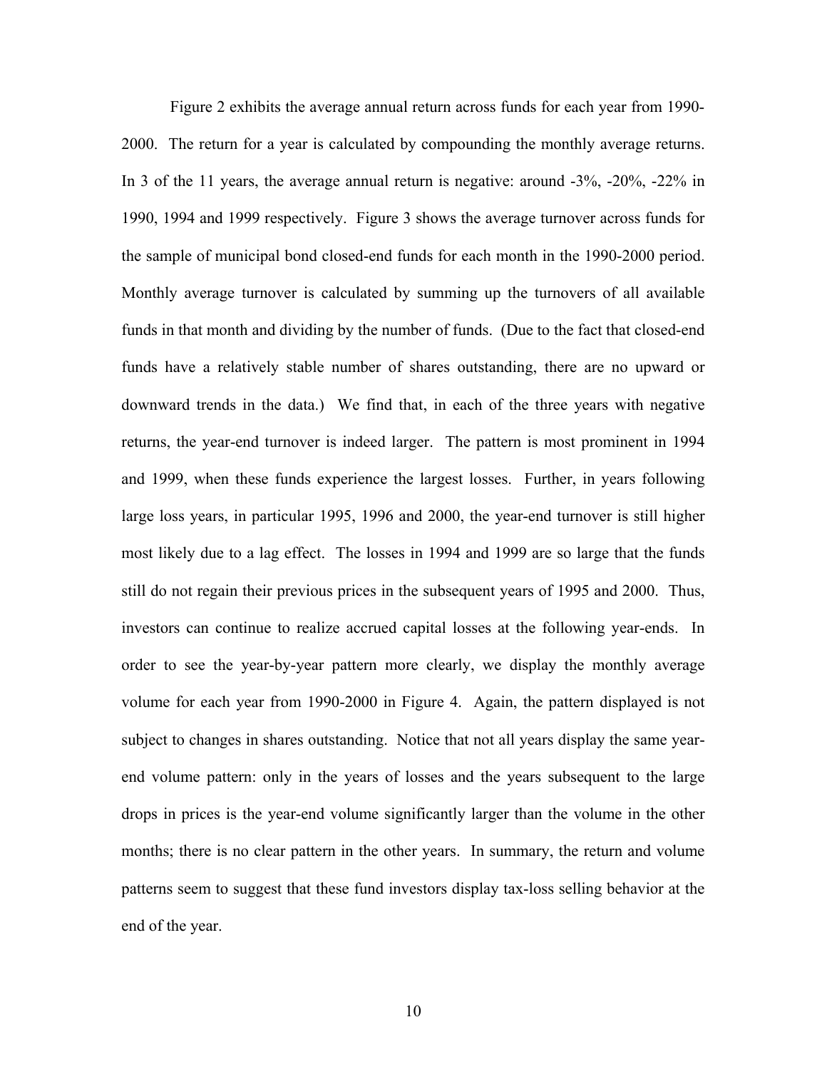Figure 2 exhibits the average annual return across funds for each year from 1990-2000. The return for a year is calculated by compounding the monthly average returns. In 3 of the 11 years, the average annual return is negative: around -3%, -20%, -22% in 1990, 1994 and 1999 respectively. Figure 3 shows the average turnover across funds for the sample of municipal bond closed-end funds for each month in the 1990-2000 period. Monthly average turnover is calculated by summing up the turnovers of all available funds in that month and dividing by the number of funds. (Due to the fact that closed-end funds have a relatively stable number of shares outstanding, there are no upward or downward trends in the data.) We find that, in each of the three years with negative returns, the year-end turnover is indeed larger. The pattern is most prominent in 1994 and 1999, when these funds experience the largest losses. Further, in years following large loss years, in particular 1995, 1996 and 2000, the year-end turnover is still higher most likely due to a lag effect. The losses in 1994 and 1999 are so large that the funds still do not regain their previous prices in the subsequent years of 1995 and 2000. Thus, investors can continue to realize accrued capital losses at the following year-ends. In order to see the year-by-year pattern more clearly, we display the monthly average volume for each year from 1990-2000 in Figure 4. Again, the pattern displayed is not subject to changes in shares outstanding. Notice that not all years display the same year-end volume pattern: only in the years of losses and the years subsequent to the large drops in prices is the year-end volume significantly larger than the volume in the other months; there is no clear pattern in the other years. In summary, the return and volume patterns seem to suggest that these fund investors display tax-loss selling behavior at the end of the year.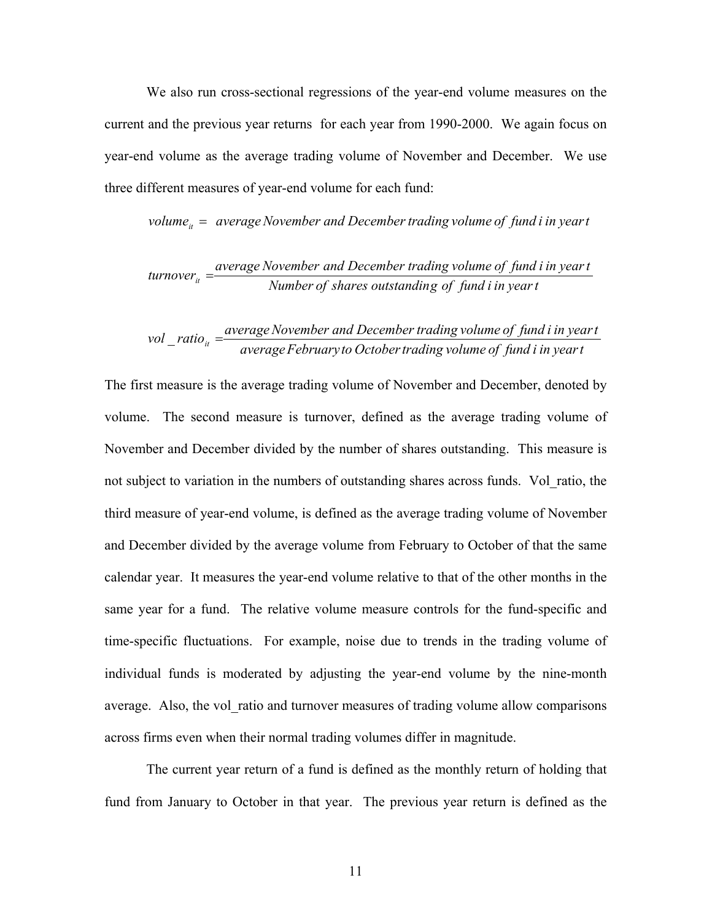We also run cross-sectional regressions of the year-end volume measures on the current and the previous year returns for each year from 1990-2000. We again focus on year-end volume as the average trading volume of November and December. We use three different measures of year-end volume for each fund:

$$volume_{it} = \text{ average November and December trading volume of fund } i \text{ in year } t$$

$$turnover_{it} = \frac{\text{average November and December trading volume of fund } i \text{ in year } t}{\text{Number of shares outstanding of fund } i \text{ in year } t}$$

$$vol\_ratio_{it} = \frac{\text{average November and December trading volume of fund } i \text{ in year } t}{\text{average February to October trading volume of fund } i \text{ in year } t}$$

The first measure is the average trading volume of November and December, denoted by volume. The second measure is turnover, defined as the average trading volume of November and December divided by the number of shares outstanding. This measure is not subject to variation in the numbers of outstanding shares across funds. Vol_ratio, the third measure of year-end volume, is defined as the average trading volume of November and December divided by the average volume from February to October of that the same calendar year. It measures the year-end volume relative to that of the other months in the same year for a fund. The relative volume measure controls for the fund-specific and time-specific fluctuations. For example, noise due to trends in the trading volume of individual funds is moderated by adjusting the year-end volume by the nine-month average. Also, the vol_ratio and turnover measures of trading volume allow comparisons across firms even when their normal trading volumes differ in magnitude.

The current year return of a fund is defined as the monthly return of holding that fund from January to October in that year. The previous year return is defined as the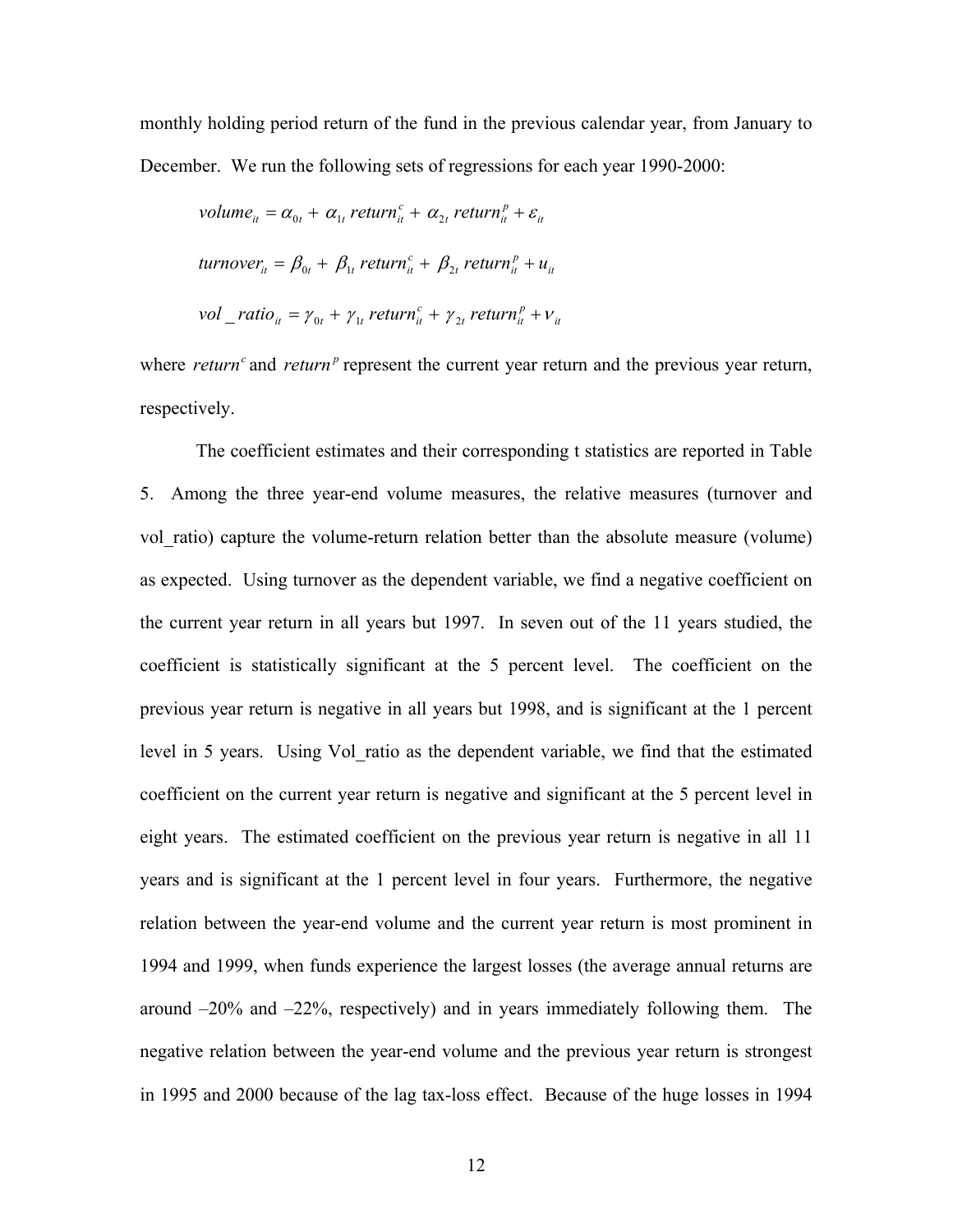monthly holding period return of the fund in the previous calendar year, from January to December. We run the following sets of regressions for each year 1990-2000:

$$volume_{it} = \alpha_{0t} + \alpha_{1t}\, return_{it}^{c} + \alpha_{2t}\, return_{it}^{p} + \varepsilon_{it}$$

$$turnover_{it} = \beta_{0t} + \beta_{1t}\, return_{it}^{c} + \beta_{2t}\, return_{it}^{p} + u_{it}$$

$$vol\_ratio_{it} = \gamma_{0t} + \gamma_{1t}\, return_{it}^{c} + \gamma_{2t}\, return_{it}^{p} + \nu_{it}$$

where $return^{c}$ and $return^{p}$ represent the current year return and the previous year return, respectively.

The coefficient estimates and their corresponding t statistics are reported in Table 5. Among the three year-end volume measures, the relative measures (turnover and vol_ratio) capture the volume-return relation better than the absolute measure (volume) as expected. Using turnover as the dependent variable, we find a negative coefficient on the current year return in all years but 1997. In seven out of the 11 years studied, the coefficient is statistically significant at the 5 percent level. The coefficient on the previous year return is negative in all years but 1998, and is significant at the 1 percent level in 5 years. Using Vol_ratio as the dependent variable, we find that the estimated coefficient on the current year return is negative and significant at the 5 percent level in eight years. The estimated coefficient on the previous year return is negative in all 11 years and is significant at the 1 percent level in four years. Furthermore, the negative relation between the year-end volume and the current year return is most prominent in 1994 and 1999, when funds experience the largest losses (the average annual returns are around –20% and –22%, respectively) and in years immediately following them. The negative relation between the year-end volume and the previous year return is strongest in 1995 and 2000 because of the lag tax-loss effect. Because of the huge losses in 1994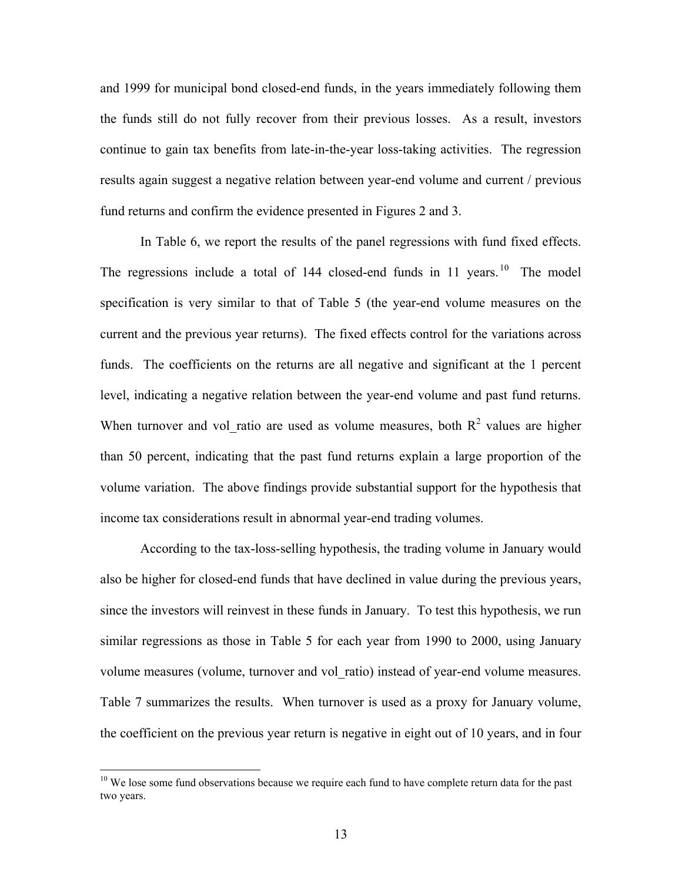and 1999 for municipal bond closed-end funds, in the years immediately following them the funds still do not fully recover from their previous losses. As a result, investors continue to gain tax benefits from late-in-the-year loss-taking activities. The regression results again suggest a negative relation between year-end volume and current / previous fund returns and confirm the evidence presented in Figures 2 and 3.

In Table 6, we report the results of the panel regressions with fund fixed effects. The regressions include a total of 144 closed-end funds in 11 years.[10] The model specification is very similar to that of Table 5 (the year-end volume measures on the current and the previous year returns). The fixed effects control for the variations across funds. The coefficients on the returns are all negative and significant at the 1 percent level, indicating a negative relation between the year-end volume and past fund returns. When turnover and vol_ratio are used as volume measures, both $R^2$ values are higher than 50 percent, indicating that the past fund returns explain a large proportion of the volume variation. The above findings provide substantial support for the hypothesis that income tax considerations result in abnormal year-end trading volumes.

According to the tax-loss-selling hypothesis, the trading volume in January would also be higher for closed-end funds that have declined in value during the previous years, since the investors will reinvest in these funds in January. To test this hypothesis, we run similar regressions as those in Table 5 for each year from 1990 to 2000, using January volume measures (volume, turnover and vol_ratio) instead of year-end volume measures. Table 7 summarizes the results. When turnover is used as a proxy for January volume, the coefficient on the previous year return is negative in eight out of 10 years, and in four

---

[10] We lose some fund observations because we require each fund to have complete return data for the past two years.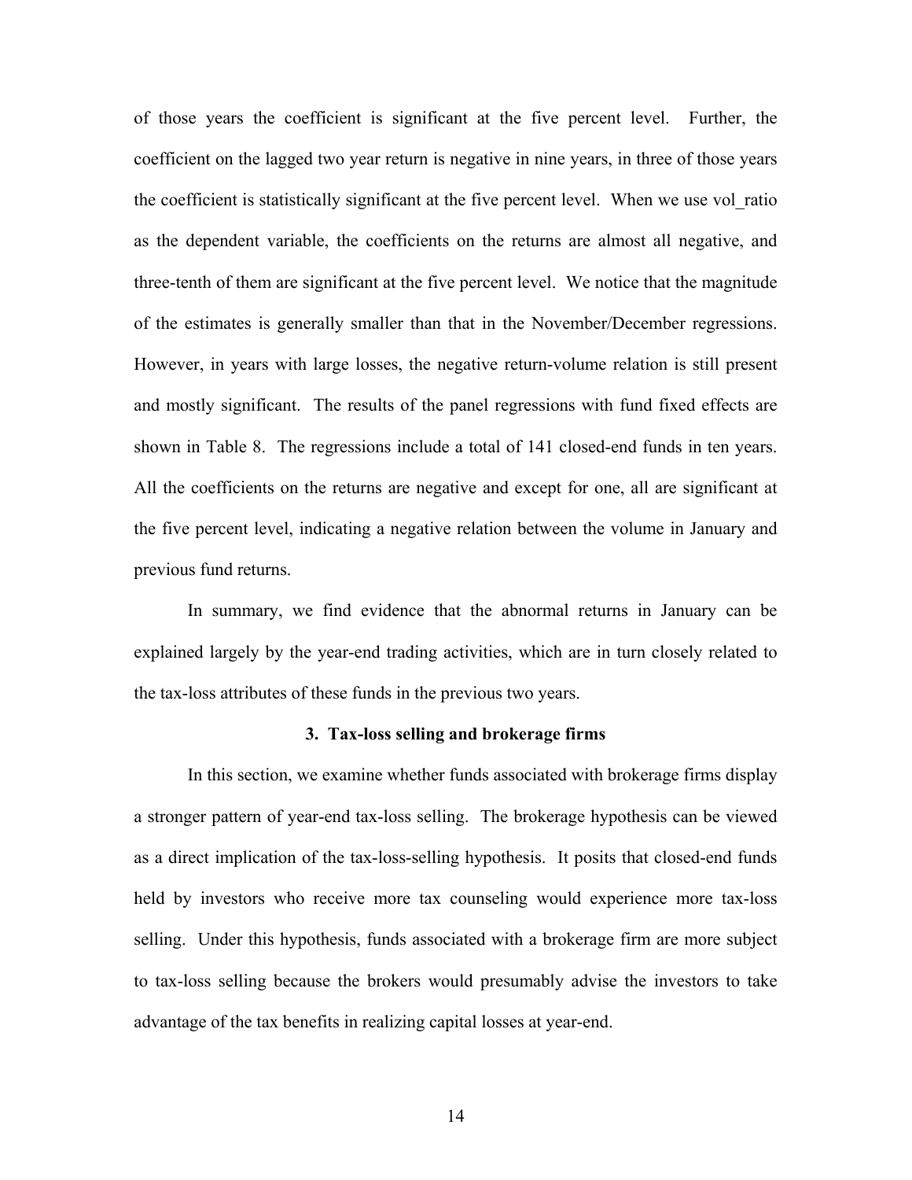of those years the coefficient is significant at the five percent level. Further, the coefficient on the lagged two year return is negative in nine years, in three of those years the coefficient is statistically significant at the five percent level. When we use vol_ratio as the dependent variable, the coefficients on the returns are almost all negative, and three-tenth of them are significant at the five percent level. We notice that the magnitude of the estimates is generally smaller than that in the November/December regressions. However, in years with large losses, the negative return-volume relation is still present and mostly significant. The results of the panel regressions with fund fixed effects are shown in Table 8. The regressions include a total of 141 closed-end funds in ten years. All the coefficients on the returns are negative and except for one, all are significant at the five percent level, indicating a negative relation between the volume in January and previous fund returns.

In summary, we find evidence that the abnormal returns in January can be explained largely by the year-end trading activities, which are in turn closely related to the tax-loss attributes of these funds in the previous two years.

## 3. Tax-loss selling and brokerage firms

In this section, we examine whether funds associated with brokerage firms display a stronger pattern of year-end tax-loss selling. The brokerage hypothesis can be viewed as a direct implication of the tax-loss-selling hypothesis. It posits that closed-end funds held by investors who receive more tax counseling would experience more tax-loss selling. Under this hypothesis, funds associated with a brokerage firm are more subject to tax-loss selling because the brokers would presumably advise the investors to take advantage of the tax benefits in realizing capital losses at year-end.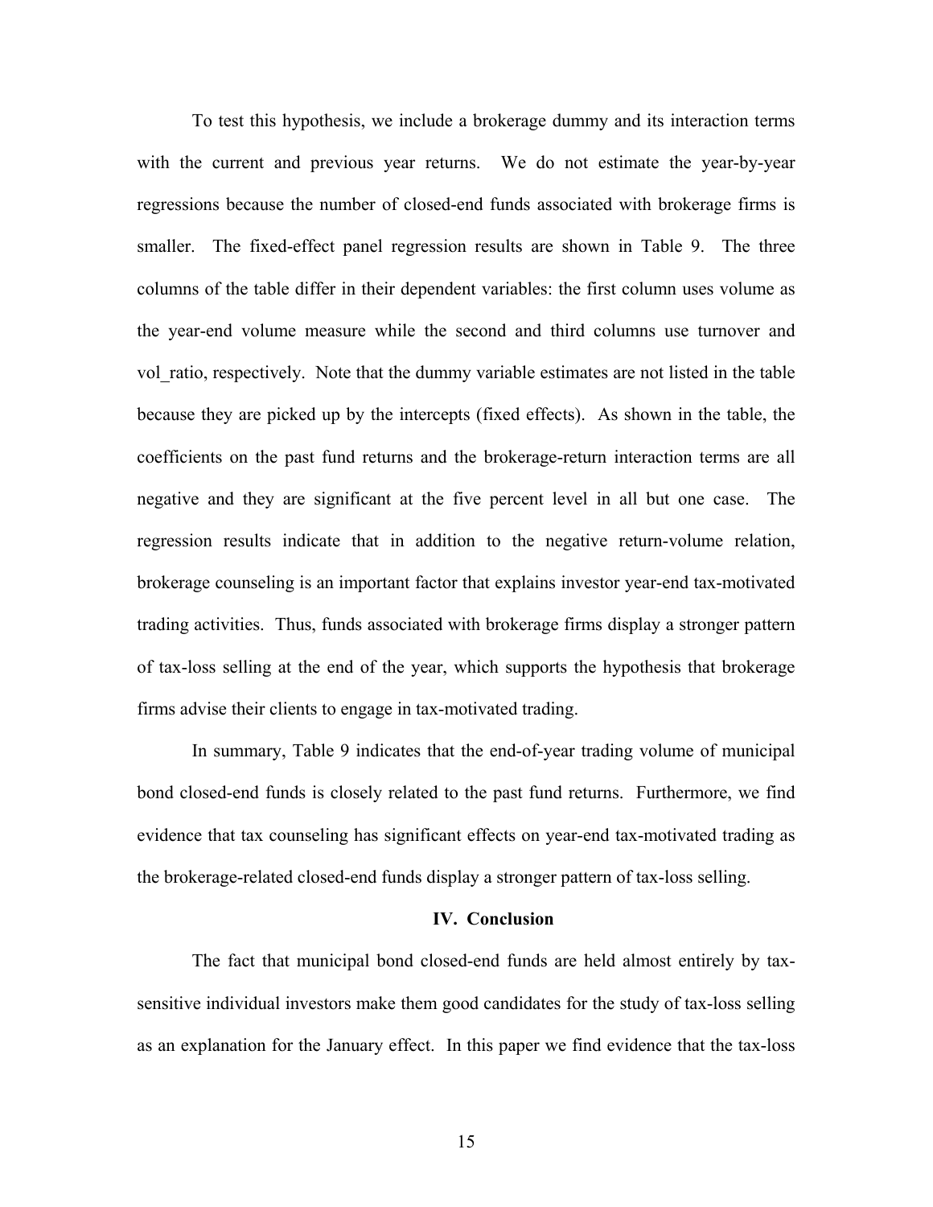To test this hypothesis, we include a brokerage dummy and its interaction terms with the current and previous year returns. We do not estimate the year-by-year regressions because the number of closed-end funds associated with brokerage firms is smaller. The fixed-effect panel regression results are shown in Table 9. The three columns of the table differ in their dependent variables: the first column uses volume as the year-end volume measure while the second and third columns use turnover and vol_ratio, respectively. Note that the dummy variable estimates are not listed in the table because they are picked up by the intercepts (fixed effects). As shown in the table, the coefficients on the past fund returns and the brokerage-return interaction terms are all negative and they are significant at the five percent level in all but one case. The regression results indicate that in addition to the negative return-volume relation, brokerage counseling is an important factor that explains investor year-end tax-motivated trading activities. Thus, funds associated with brokerage firms display a stronger pattern of tax-loss selling at the end of the year, which supports the hypothesis that brokerage firms advise their clients to engage in tax-motivated trading.

In summary, Table 9 indicates that the end-of-year trading volume of municipal bond closed-end funds is closely related to the past fund returns. Furthermore, we find evidence that tax counseling has significant effects on year-end tax-motivated trading as the brokerage-related closed-end funds display a stronger pattern of tax-loss selling.

## IV. Conclusion

The fact that municipal bond closed-end funds are held almost entirely by tax-sensitive individual investors make them good candidates for the study of tax-loss selling as an explanation for the January effect. In this paper we find evidence that the tax-loss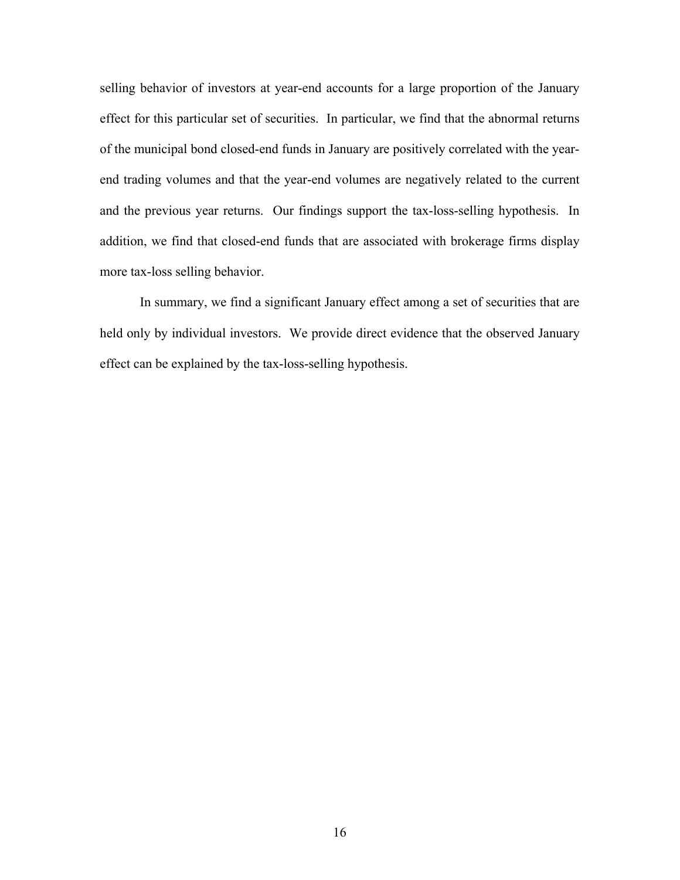selling behavior of investors at year-end accounts for a large proportion of the January effect for this particular set of securities. In particular, we find that the abnormal returns of the municipal bond closed-end funds in January are positively correlated with the year-end trading volumes and that the year-end volumes are negatively related to the current and the previous year returns. Our findings support the tax-loss-selling hypothesis. In addition, we find that closed-end funds that are associated with brokerage firms display more tax-loss selling behavior.

In summary, we find a significant January effect among a set of securities that are held only by individual investors. We provide direct evidence that the observed January effect can be explained by the tax-loss-selling hypothesis.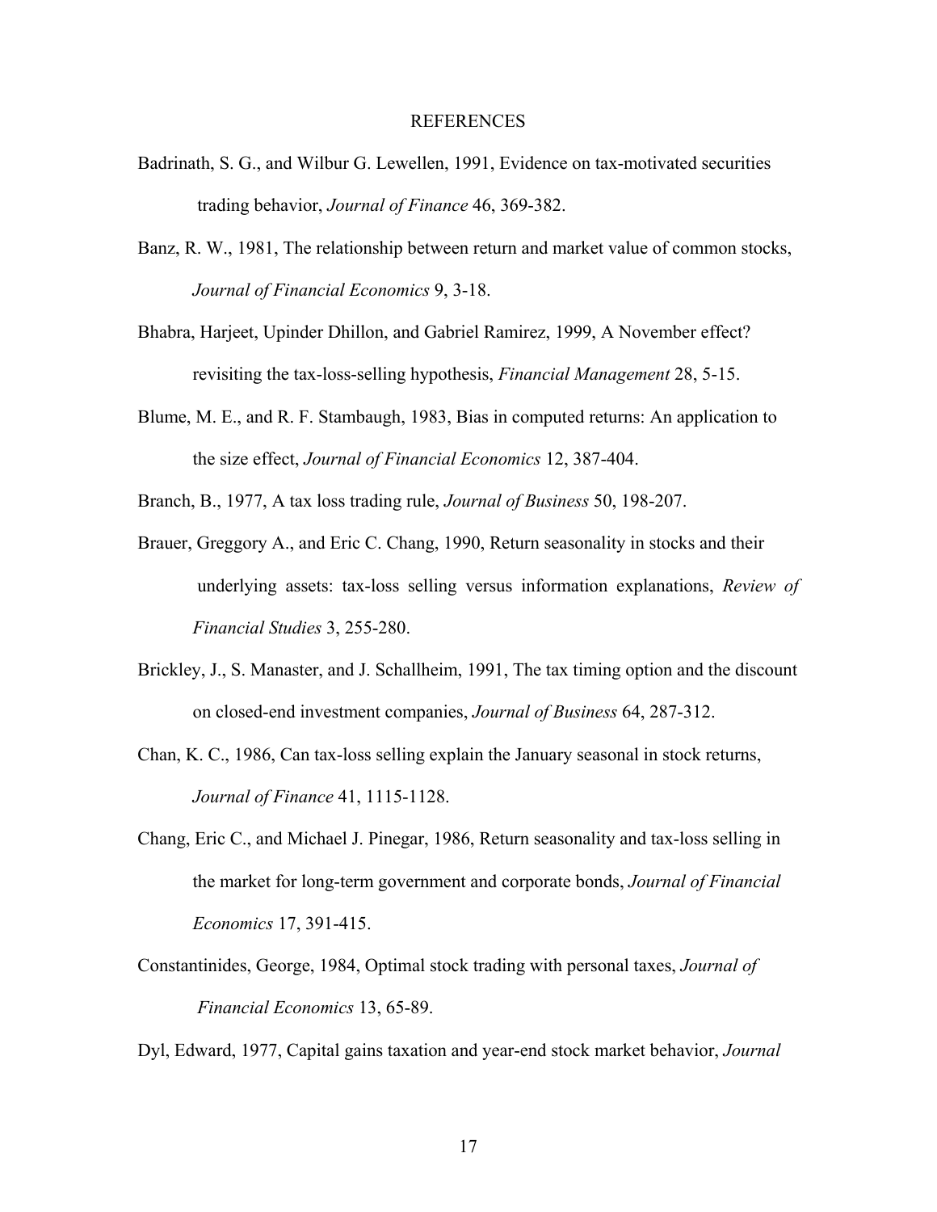# REFERENCES

Badrinath, S. G., and Wilbur G. Lewellen, 1991, Evidence on tax-motivated securities trading behavior, *Journal of Finance* 46, 369-382.

Banz, R. W., 1981, The relationship between return and market value of common stocks, *Journal of Financial Economics* 9, 3-18.

Bhabra, Harjeet, Upinder Dhillon, and Gabriel Ramirez, 1999, A November effect? revisiting the tax-loss-selling hypothesis, *Financial Management* 28, 5-15.

Blume, M. E., and R. F. Stambaugh, 1983, Bias in computed returns: An application to the size effect, *Journal of Financial Economics* 12, 387-404.

Branch, B., 1977, A tax loss trading rule, *Journal of Business* 50, 198-207.

Brauer, Greggory A., and Eric C. Chang, 1990, Return seasonality in stocks and their underlying assets: tax-loss selling versus information explanations, *Review of Financial Studies* 3, 255-280.

Brickley, J., S. Manaster, and J. Schallheim, 1991, The tax timing option and the discount on closed-end investment companies, *Journal of Business* 64, 287-312.

Chan, K. C., 1986, Can tax-loss selling explain the January seasonal in stock returns, *Journal of Finance* 41, 1115-1128.

Chang, Eric C., and Michael J. Pinegar, 1986, Return seasonality and tax-loss selling in the market for long-term government and corporate bonds, *Journal of Financial Economics* 17, 391-415.

Constantinides, George, 1984, Optimal stock trading with personal taxes, *Journal of Financial Economics* 13, 65-89.

Dyl, Edward, 1977, Capital gains taxation and year-end stock market behavior, *Journal*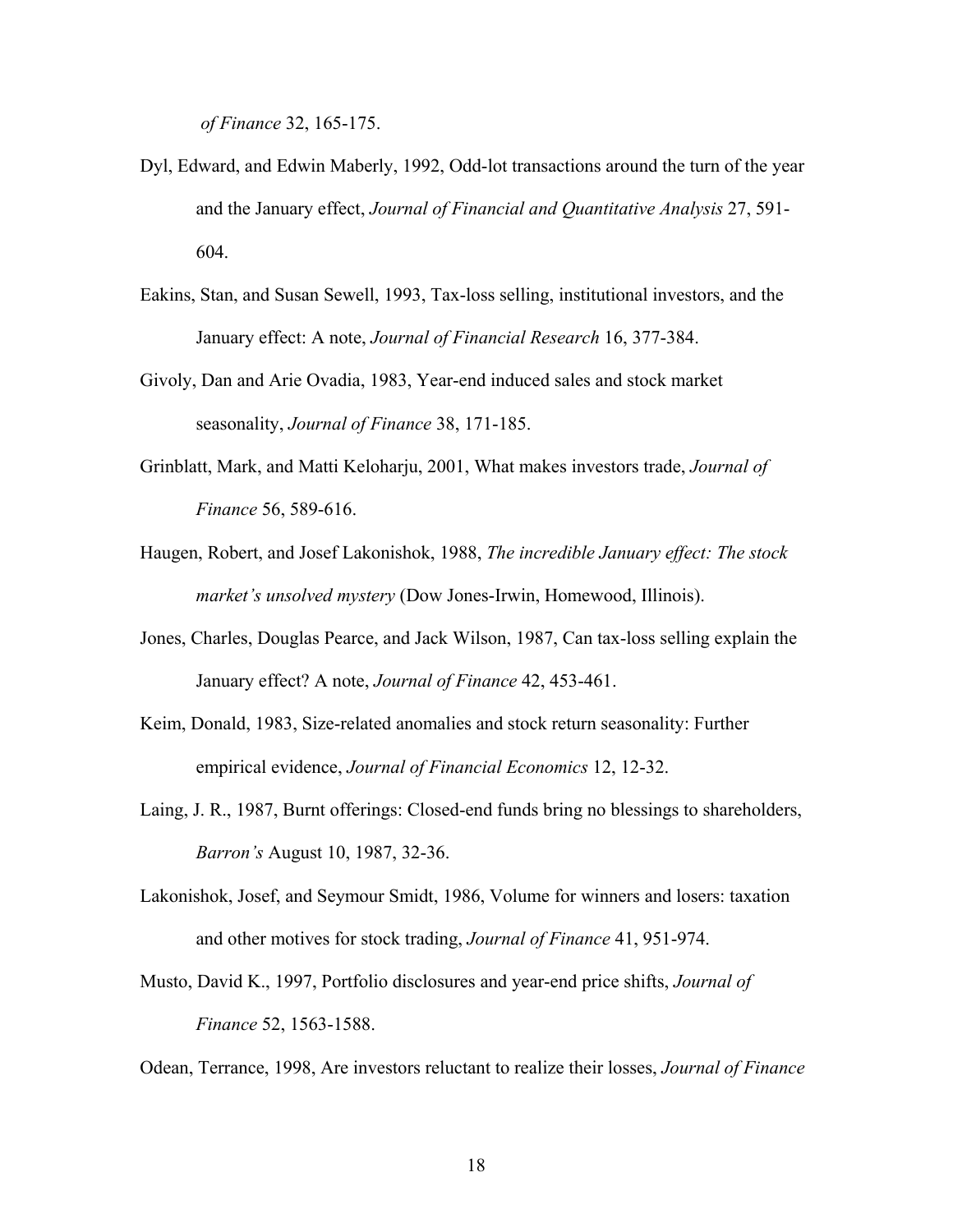*of Finance* 32, 165-175.

Dyl, Edward, and Edwin Maberly, 1992, Odd-lot transactions around the turn of the year and the January effect, *Journal of Financial and Quantitative Analysis* 27, 591-604.

Eakins, Stan, and Susan Sewell, 1993, Tax-loss selling, institutional investors, and the January effect: A note, *Journal of Financial Research* 16, 377-384.

Givoly, Dan and Arie Ovadia, 1983, Year-end induced sales and stock market seasonality, *Journal of Finance* 38, 171-185.

Grinblatt, Mark, and Matti Keloharju, 2001, What makes investors trade, *Journal of Finance* 56, 589-616.

Haugen, Robert, and Josef Lakonishok, 1988, *The incredible January effect: The stock market's unsolved mystery* (Dow Jones-Irwin, Homewood, Illinois).

Jones, Charles, Douglas Pearce, and Jack Wilson, 1987, Can tax-loss selling explain the January effect? A note, *Journal of Finance* 42, 453-461.

Keim, Donald, 1983, Size-related anomalies and stock return seasonality: Further empirical evidence, *Journal of Financial Economics* 12, 12-32.

Laing, J. R., 1987, Burnt offerings: Closed-end funds bring no blessings to shareholders, *Barron's* August 10, 1987, 32-36.

Lakonishok, Josef, and Seymour Smidt, 1986, Volume for winners and losers: taxation and other motives for stock trading, *Journal of Finance* 41, 951-974.

Musto, David K., 1997, Portfolio disclosures and year-end price shifts, *Journal of Finance* 52, 1563-1588.

Odean, Terrance, 1998, Are investors reluctant to realize their losses, *Journal of Finance*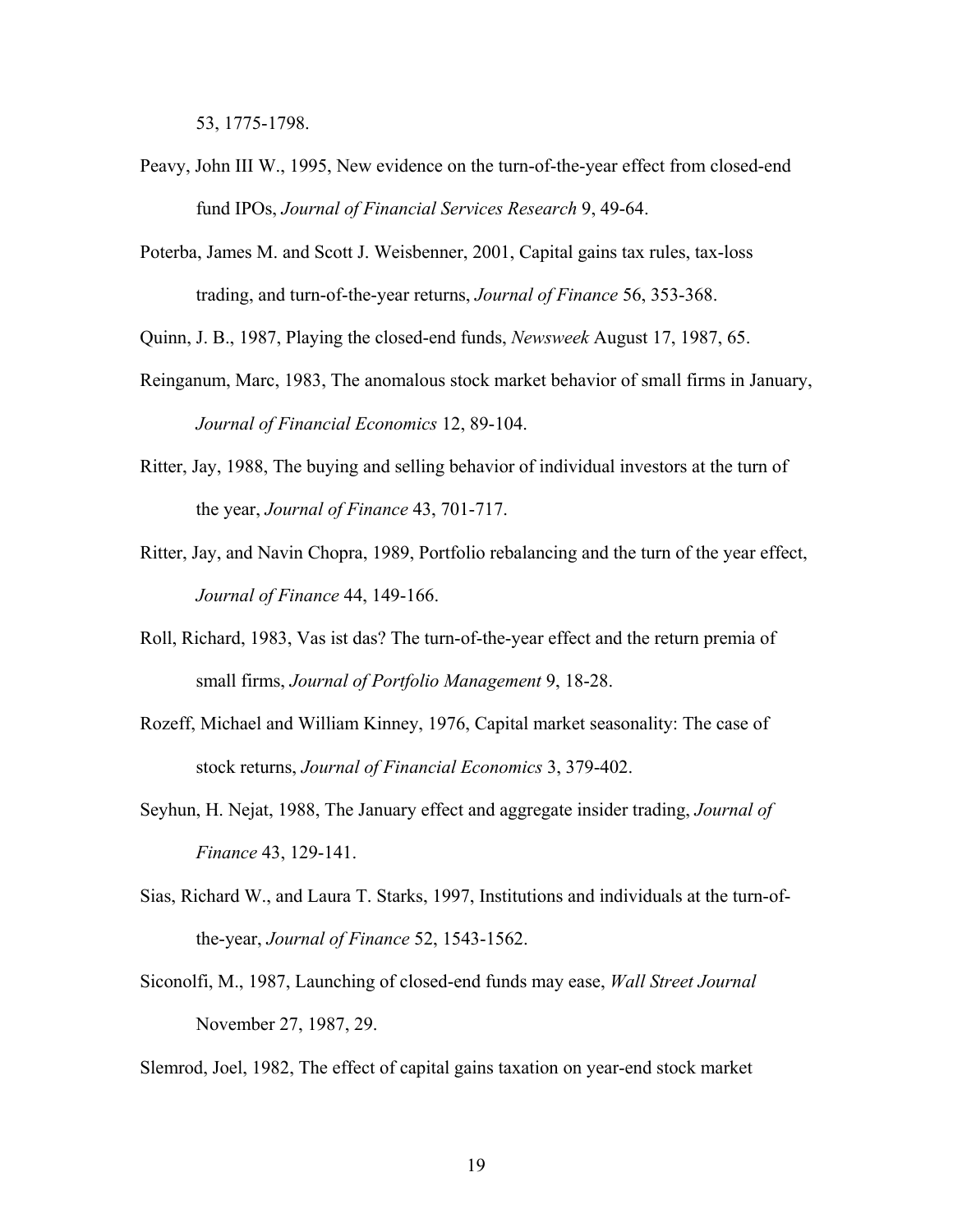53, 1775-1798.

Peavy, John III W., 1995, New evidence on the turn-of-the-year effect from closed-end fund IPOs, *Journal of Financial Services Research* 9, 49-64.

Poterba, James M. and Scott J. Weisbenner, 2001, Capital gains tax rules, tax-loss trading, and turn-of-the-year returns, *Journal of Finance* 56, 353-368.

Quinn, J. B., 1987, Playing the closed-end funds, *Newsweek* August 17, 1987, 65.

Reinganum, Marc, 1983, The anomalous stock market behavior of small firms in January, *Journal of Financial Economics* 12, 89-104.

Ritter, Jay, 1988, The buying and selling behavior of individual investors at the turn of the year, *Journal of Finance* 43, 701-717.

Ritter, Jay, and Navin Chopra, 1989, Portfolio rebalancing and the turn of the year effect, *Journal of Finance* 44, 149-166.

Roll, Richard, 1983, Vas ist das? The turn-of-the-year effect and the return premia of small firms, *Journal of Portfolio Management* 9, 18-28.

Rozeff, Michael and William Kinney, 1976, Capital market seasonality: The case of stock returns, *Journal of Financial Economics* 3, 379-402.

Seyhun, H. Nejat, 1988, The January effect and aggregate insider trading, *Journal of Finance* 43, 129-141.

Sias, Richard W., and Laura T. Starks, 1997, Institutions and individuals at the turn-of-the-year, *Journal of Finance* 52, 1543-1562.

Siconolfi, M., 1987, Launching of closed-end funds may ease, *Wall Street Journal* November 27, 1987, 29.

Slemrod, Joel, 1982, The effect of capital gains taxation on year-end stock market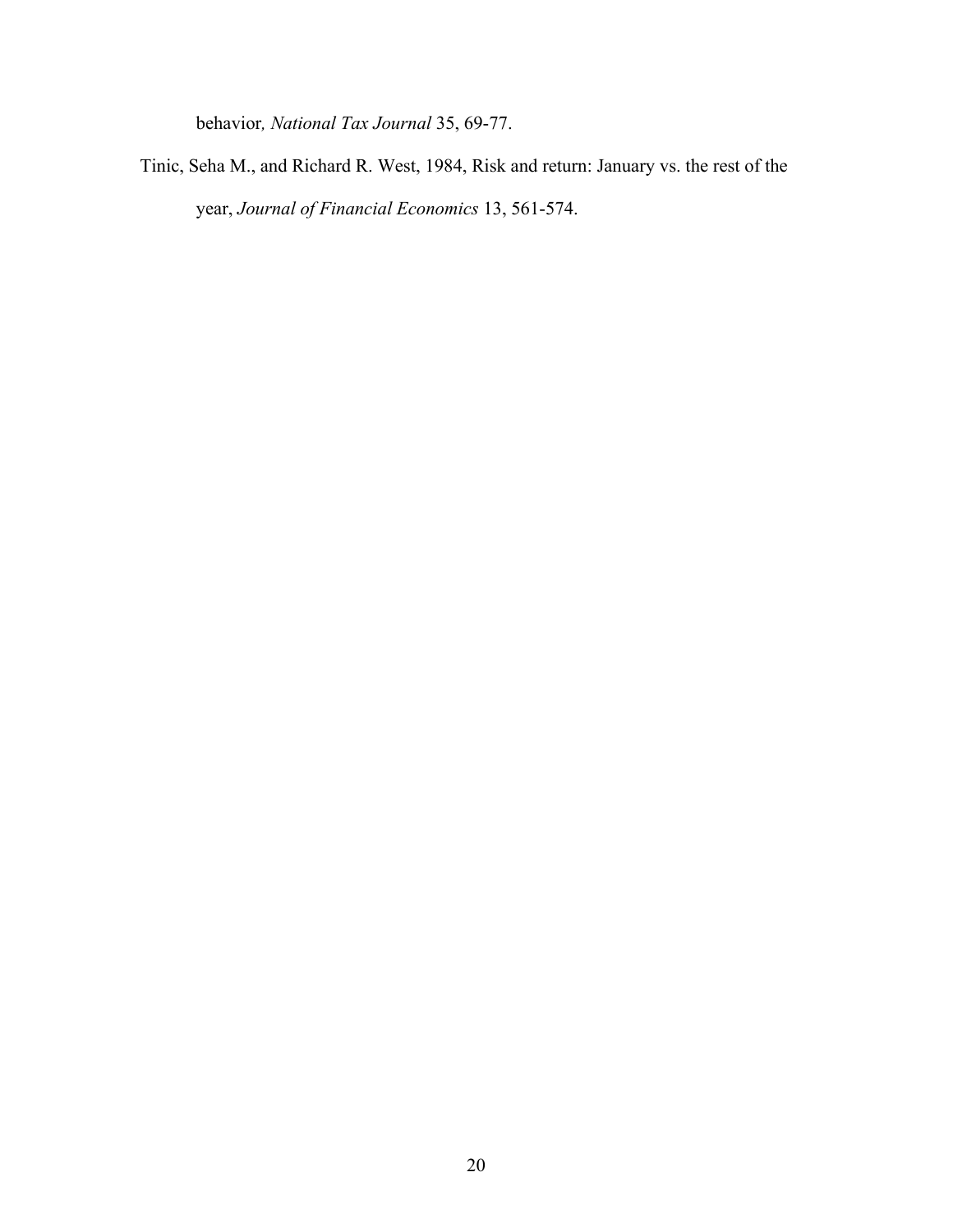behavior*, National Tax Journal* 35, 69-77.

Tinic, Seha M., and Richard R. West, 1984, Risk and return: January vs. the rest of the year, *Journal of Financial Economics* 13, 561-574.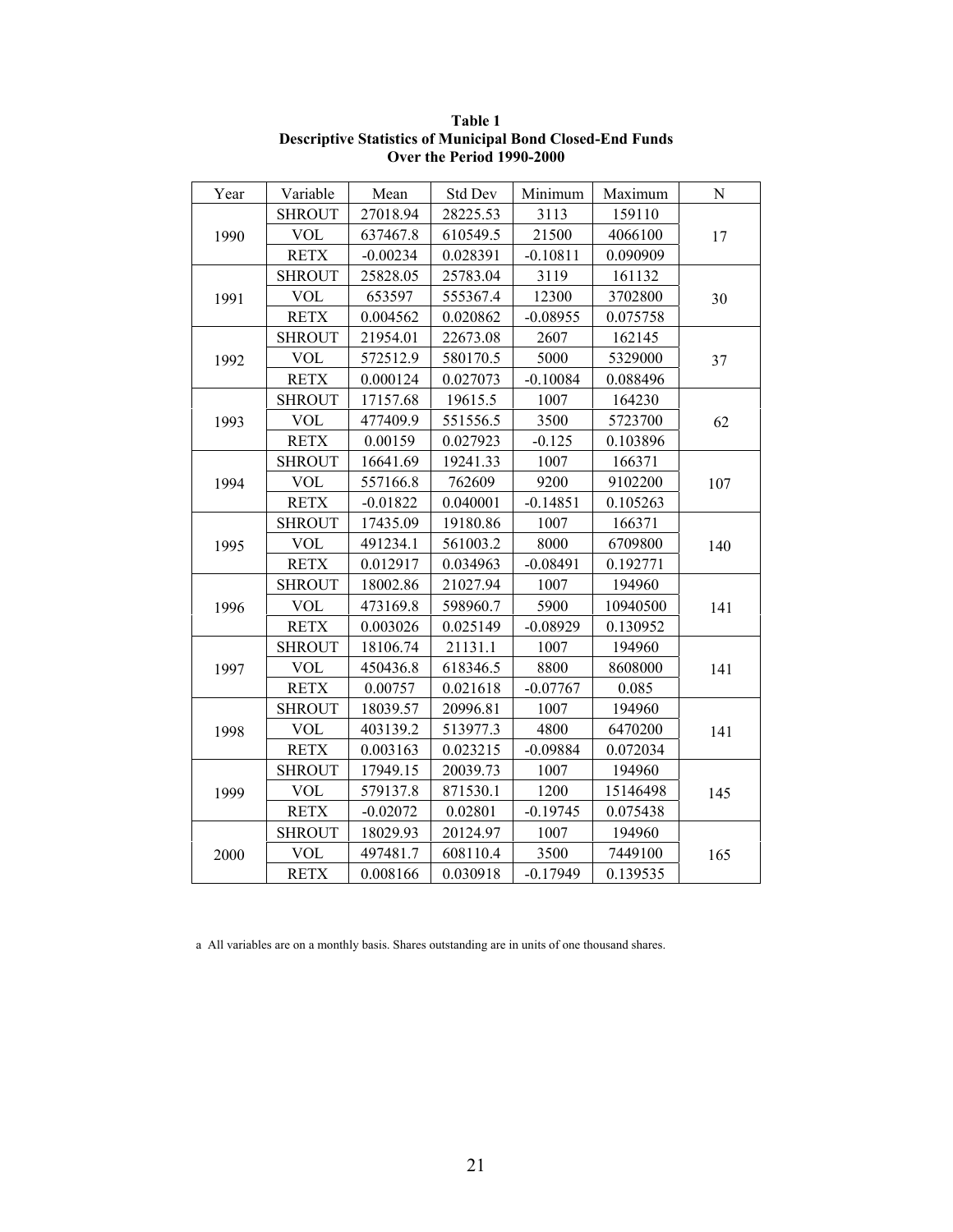**Table 1**
**Descriptive Statistics of Municipal Bond Closed-End Funds**
**Over the Period 1990-2000**

| Year | Variable | Mean | Std Dev | Minimum | Maximum | N |
|---|---|---|---|---|---|---|
| 1990 | SHROUT | 27018.94 | 28225.53 | 3113 | 159110 | 17 |
| | VOL | 637467.8 | 610549.5 | 21500 | 4066100 | |
| | RETX | -0.00234 | 0.028391 | -0.10811 | 0.090909 | |
| 1991 | SHROUT | 25828.05 | 25783.04 | 3119 | 161132 | 30 |
| | VOL | 653597 | 555367.4 | 12300 | 3702800 | |
| | RETX | 0.004562 | 0.020862 | -0.08955 | 0.075758 | |
| 1992 | SHROUT | 21954.01 | 22673.08 | 2607 | 162145 | 37 |
| | VOL | 572512.9 | 580170.5 | 5000 | 5329000 | |
| | RETX | 0.000124 | 0.027073 | -0.10084 | 0.088496 | |
| 1993 | SHROUT | 17157.68 | 19615.5 | 1007 | 164230 | 62 |
| | VOL | 477409.9 | 551556.5 | 3500 | 5723700 | |
| | RETX | 0.00159 | 0.027923 | -0.125 | 0.103896 | |
| 1994 | SHROUT | 16641.69 | 19241.33 | 1007 | 166371 | 107 |
| | VOL | 557166.8 | 762609 | 9200 | 9102200 | |
| | RETX | -0.01822 | 0.040001 | -0.14851 | 0.105263 | |
| 1995 | SHROUT | 17435.09 | 19180.86 | 1007 | 166371 | 140 |
| | VOL | 491234.1 | 561003.2 | 8000 | 6709800 | |
| | RETX | 0.012917 | 0.034963 | -0.08491 | 0.192771 | |
| 1996 | SHROUT | 18002.86 | 21027.94 | 1007 | 194960 | 141 |
| | VOL | 473169.8 | 598960.7 | 5900 | 10940500 | |
| | RETX | 0.003026 | 0.025149 | -0.08929 | 0.130952 | |
| 1997 | SHROUT | 18106.74 | 21131.1 | 1007 | 194960 | 141 |
| | VOL | 450436.8 | 618346.5 | 8800 | 8608000 | |
| | RETX | 0.00757 | 0.021618 | -0.07767 | 0.085 | |
| 1998 | SHROUT | 18039.57 | 20996.81 | 1007 | 194960 | 141 |
| | VOL | 403139.2 | 513977.3 | 4800 | 6470200 | |
| | RETX | 0.003163 | 0.023215 | -0.09884 | 0.072034 | |
| 1999 | SHROUT | 17949.15 | 20039.73 | 1007 | 194960 | 145 |
| | VOL | 579137.8 | 871530.1 | 1200 | 15146498 | |
| | RETX | -0.02072 | 0.02801 | -0.19745 | 0.075438 | |
| 2000 | SHROUT | 18029.93 | 20124.97 | 1007 | 194960 | 165 |
| | VOL | 497481.7 | 608110.4 | 3500 | 7449100 | |
| | RETX | 0.008166 | 0.030918 | -0.17949 | 0.139535 | |

a All variables are on a monthly basis. Shares outstanding are in units of one thousand shares.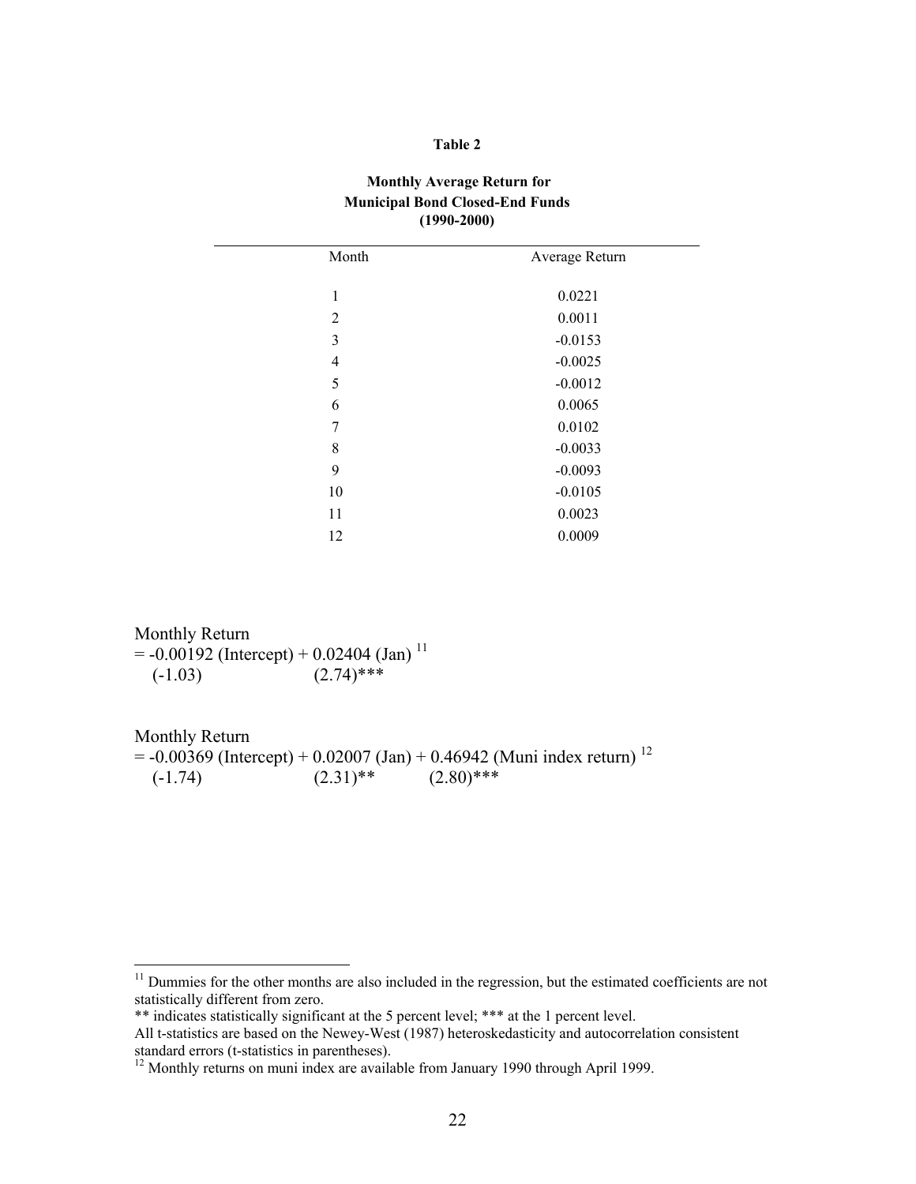**Table 2**

**Monthly Average Return for Municipal Bond Closed-End Funds (1990-2000)**

| Month | Average Return |
|---|---|
| 1 | 0.0221 |
| 2 | 0.0011 |
| 3 | -0.0153 |
| 4 | -0.0025 |
| 5 | -0.0012 |
| 6 | 0.0065 |
| 7 | 0.0102 |
| 8 | -0.0033 |
| 9 | -0.0093 |
| 10 | -0.0105 |
| 11 | 0.0023 |
| 12 | 0.0009 |

Monthly Return
= -0.00192 (Intercept) + 0.02404 (Jan) [11]
(-1.03)  (2.74)***

Monthly Return
= -0.00369 (Intercept) + 0.02007 (Jan) + 0.46942 (Muni index return) [12]
(-1.74)  (2.31)**  (2.80)***

---

[11] Dummies for the other months are also included in the regression, but the estimated coefficients are not statistically different from zero.
** indicates statistically significant at the 5 percent level; *** at the 1 percent level.
All t-statistics are based on the Newey-West (1987) heteroskedasticity and autocorrelation consistent standard errors (t-statistics in parentheses).
[12] Monthly returns on muni index are available from January 1990 through April 1999.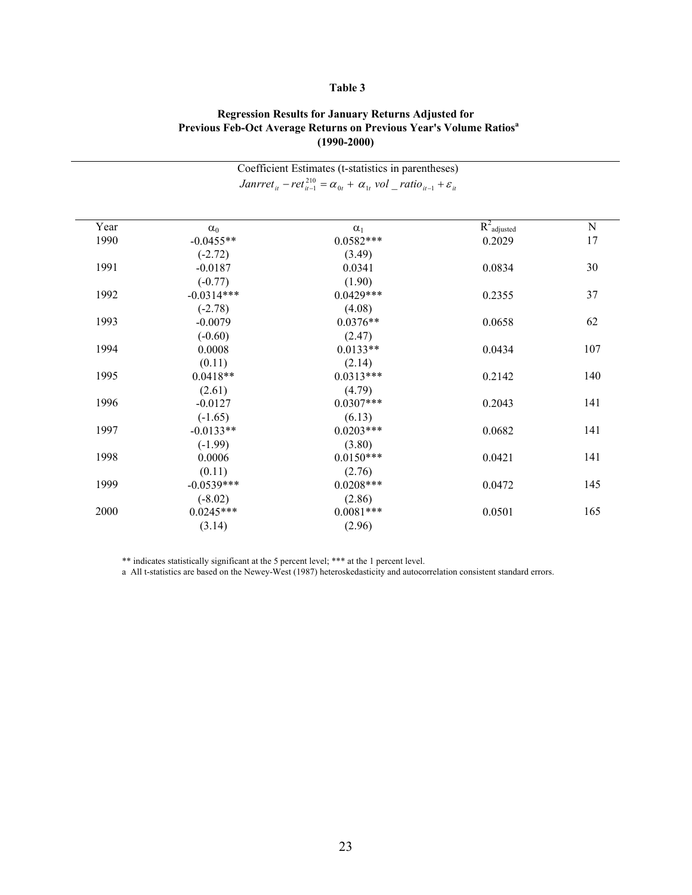**Table 3**

**Regression Results for January Returns Adjusted for Previous Feb-Oct Average Returns on Previous Year's Volume Ratios[a] (1990-2000)**

Coefficient Estimates (t-statistics in parentheses)

$$Janrret_{it} - ret_{it-1}^{210} = \alpha_{0t} + \alpha_{1t}\ vol\_ratio_{it-1} + \varepsilon_{it}$$

| Year | $\alpha_0$ | $\alpha_1$ | $R^2_{adjusted}$ | N |
|---|---|---|---|---|
| 1990 | -0.0455** | 0.0582*** | 0.2029 | 17 |
| | (-2.72) | (3.49) | | |
| 1991 | -0.0187 | 0.0341 | 0.0834 | 30 |
| | (-0.77) | (1.90) | | |
| 1992 | -0.0314*** | 0.0429*** | 0.2355 | 37 |
| | (-2.78) | (4.08) | | |
| 1993 | -0.0079 | 0.0376** | 0.0658 | 62 |
| | (-0.60) | (2.47) | | |
| 1994 | 0.0008 | 0.0133** | 0.0434 | 107 |
| | (0.11) | (2.14) | | |
| 1995 | 0.0418** | 0.0313*** | 0.2142 | 140 |
| | (2.61) | (4.79) | | |
| 1996 | -0.0127 | 0.0307*** | 0.2043 | 141 |
| | (-1.65) | (6.13) | | |
| 1997 | -0.0133** | 0.0203*** | 0.0682 | 141 |
| | (-1.99) | (3.80) | | |
| 1998 | 0.0006 | 0.0150*** | 0.0421 | 141 |
| | (0.11) | (2.76) | | |
| 1999 | -0.0539*** | 0.0208*** | 0.0472 | 145 |
| | (-8.02) | (2.86) | | |
| 2000 | 0.0245*** | 0.0081*** | 0.0501 | 165 |
| | (3.14) | (2.96) | | |

** indicates statistically significant at the 5 percent level; *** at the 1 percent level.

a All t-statistics are based on the Newey-West (1987) heteroskedasticity and autocorrelation consistent standard errors.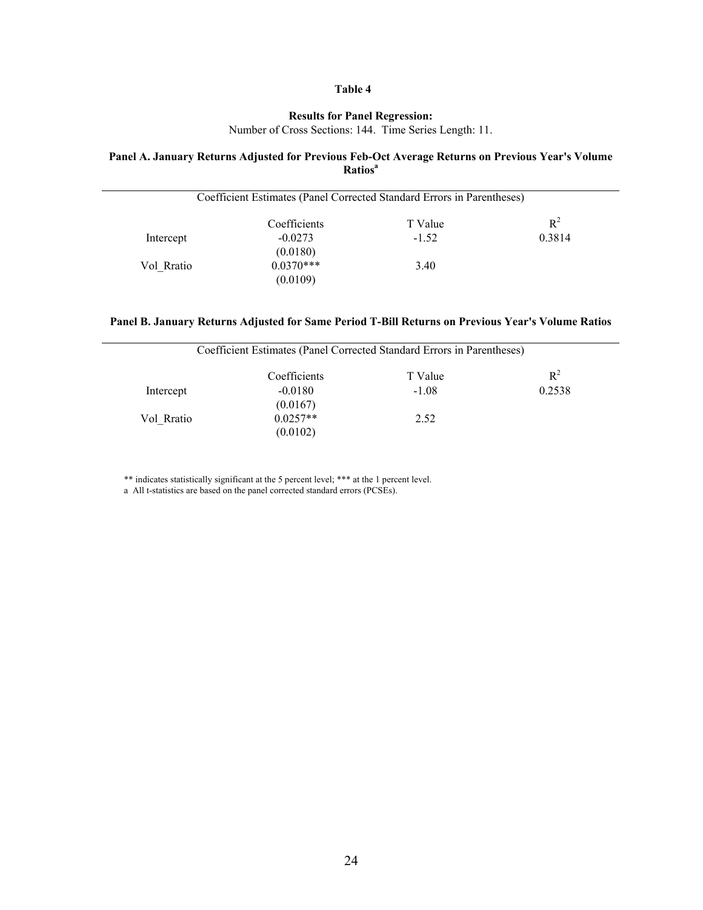**Table 4**

**Results for Panel Regression:**

Number of Cross Sections: 144. Time Series Length: 11.

**Panel A. January Returns Adjusted for Previous Feb-Oct Average Returns on Previous Year's Volume Ratios[a]**

| Coefficient Estimates (Panel Corrected Standard Errors in Parentheses) | | | |
|---|---|---|---|
| | Coefficients | T Value | $R^2$ |
| Intercept | -0.0273 | -1.52 | 0.3814 |
| | (0.0180) | | |
| Vol_Rratio | 0.0370*** | 3.40 | |
| | (0.0109) | | |

**Panel B. January Returns Adjusted for Same Period T-Bill Returns on Previous Year's Volume Ratios**

| Coefficient Estimates (Panel Corrected Standard Errors in Parentheses) | | | |
|---|---|---|---|
| | Coefficients | T Value | $R^2$ |
| Intercept | -0.0180 | -1.08 | 0.2538 |
| | (0.0167) | | |
| Vol_Rratio | 0.0257** | 2.52 | |
| | (0.0102) | | |

** indicates statistically significant at the 5 percent level; *** at the 1 percent level.

a All t-statistics are based on the panel corrected standard errors (PCSEs).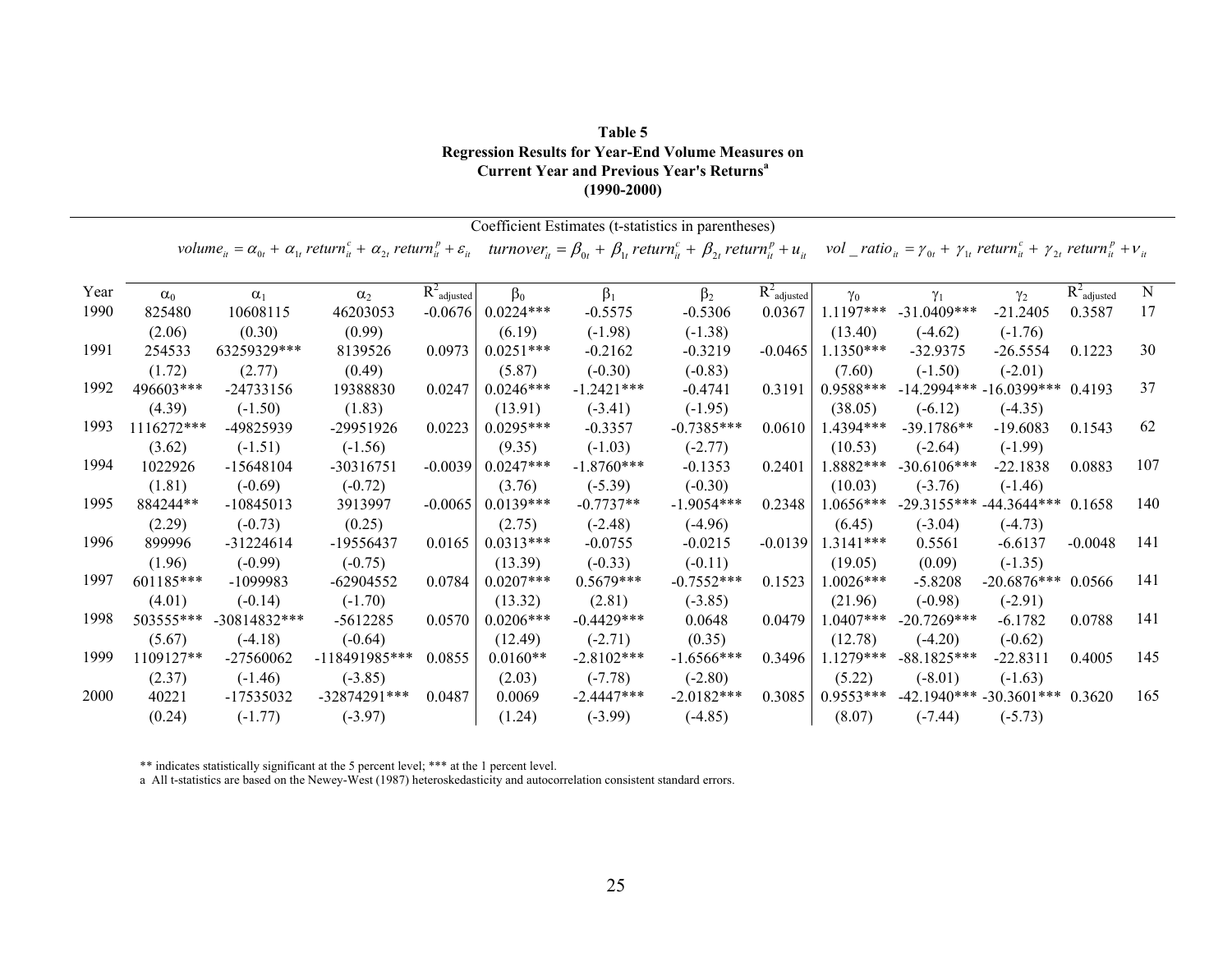**Table 5**
**Regression Results for Year-End Volume Measures on Current Year and Previous Year's Returns[a]**
**(1990-2000)**

Coefficient Estimates (t-statistics in parentheses)

$volume_{it} = \alpha_{0t} + \alpha_{1t}\, return_{it}^{c} + \alpha_{2t}\, return_{it}^{p} + \varepsilon_{it}$ $\quad turnover_{it} = \beta_{0t} + \beta_{1t}\, return_{it}^{c} + \beta_{2t}\, return_{it}^{p} + u_{it}$ $\quad vol\_ratio_{it} = \gamma_{0t} + \gamma_{1t}\, return_{it}^{c} + \gamma_{2t}\, return_{it}^{p} + \nu_{it}$

| Year | $\alpha_0$ | $\alpha_1$ | $\alpha_2$ | $R^2_{adjusted}$ | $\beta_0$ | $\beta_1$ | $\beta_2$ | $R^2_{adjusted}$ | $\gamma_0$ | $\gamma_1$ | $\gamma_2$ | $R^2_{adjusted}$ | N |
|---|---|---|---|---|---|---|---|---|---|---|---|---|---|
| 1990 | 825480 | 10608115 | 46203053 | -0.0676 | 0.0224*** | -0.5575 | -0.5306 | 0.0367 | 1.1197*** | -31.0409*** | -21.2405 | 0.3587 | 17 |
| | (2.06) | (0.30) | (0.99) | | (6.19) | (-1.98) | (-1.38) | | (13.40) | (-4.62) | (-1.76) | | |
| 1991 | 254533 | 63259329*** | 8139526 | 0.0973 | 0.0251*** | -0.2162 | -0.3219 | -0.0465 | 1.1350*** | -32.9375 | -26.5554 | 0.1223 | 30 |
| | (1.72) | (2.77) | (0.49) | | (5.87) | (-0.30) | (-0.83) | | (7.60) | (-1.50) | (-2.01) | | |
| 1992 | 496603*** | -24733156 | 19388830 | 0.0247 | 0.0246*** | -1.2421*** | -0.4741 | 0.3191 | 0.9588*** | -14.2994*** | -16.0399*** | 0.4193 | 37 |
| | (4.39) | (-1.50) | (1.83) | | (13.91) | (-3.41) | (-1.95) | | (38.05) | (-6.12) | (-4.35) | | |
| 1993 | 1116272*** | -49825939 | -29951926 | 0.0223 | 0.0295*** | -0.3357 | -0.7385*** | 0.0610 | 1.4394*** | -39.1786** | -19.6083 | 0.1543 | 62 |
| | (3.62) | (-1.51) | (-1.56) | | (9.35) | (-1.03) | (-2.77) | | (10.53) | (-2.64) | (-1.99) | | |
| 1994 | 1022926 | -15648104 | -30316751 | -0.0039 | 0.0247*** | -1.8760*** | -0.1353 | 0.2401 | 1.8882*** | -30.6106*** | -22.1838 | 0.0883 | 107 |
| | (1.81) | (-0.69) | (-0.72) | | (3.76) | (-5.39) | (-0.30) | | (10.03) | (-3.76) | (-1.46) | | |
| 1995 | 884244** | -10845013 | 3913997 | -0.0065 | 0.0139*** | -0.7737** | -1.9054*** | 0.2348 | 1.0656*** | -29.3155*** | -44.3644*** | 0.1658 | 140 |
| | (2.29) | (-0.73) | (0.25) | | (2.75) | (-2.48) | (-4.96) | | (6.45) | (-3.04) | (-4.73) | | |
| 1996 | 899996 | -31224614 | -19556437 | 0.0165 | 0.0313*** | -0.0755 | -0.0215 | -0.0139 | 1.3141*** | 0.5561 | -6.6137 | -0.0048 | 141 |
| | (1.96) | (-0.99) | (-0.75) | | (13.39) | (-0.33) | (-0.11) | | (19.05) | (0.09) | (-1.35) | | |
| 1997 | 601185*** | -1099983 | -62904552 | 0.0784 | 0.0207*** | 0.5679*** | -0.7552*** | 0.1523 | 1.0026*** | -5.8208 | -20.6876*** | 0.0566 | 141 |
| | (4.01) | (-0.14) | (-1.70) | | (13.32) | (2.81) | (-3.85) | | (21.96) | (-0.98) | (-2.91) | | |
| 1998 | 503555*** | -30814832*** | -5612285 | 0.0570 | 0.0206*** | -0.4429*** | 0.0648 | 0.0479 | 1.0407*** | -20.7269*** | -6.1782 | 0.0788 | 141 |
| | (5.67) | (-4.18) | (-0.64) | | (12.49) | (-2.71) | (0.35) | | (12.78) | (-4.20) | (-0.62) | | |
| 1999 | 1109127** | -27560062 | -118491985*** | 0.0855 | 0.0160** | -2.8102*** | -1.6566*** | 0.3496 | 1.1279*** | -88.1825*** | -22.8311 | 0.4005 | 145 |
| | (2.37) | (-1.46) | (-3.85) | | (2.03) | (-7.78) | (-2.80) | | (5.22) | (-8.01) | (-1.63) | | |
| 2000 | 40221 | -17535032 | -32874291*** | 0.0487 | 0.0069 | -2.4447*** | -2.0182*** | 0.3085 | 0.9553*** | -42.1940*** | -30.3601*** | 0.3620 | 165 |
| | (0.24) | (-1.77) | (-3.97) | | (1.24) | (-3.99) | (-4.85) | | (8.07) | (-7.44) | (-5.73) | | |

** indicates statistically significant at the 5 percent level; *** at the 1 percent level.

a All t-statistics are based on the Newey-West (1987) heteroskedasticity and autocorrelation consistent standard errors.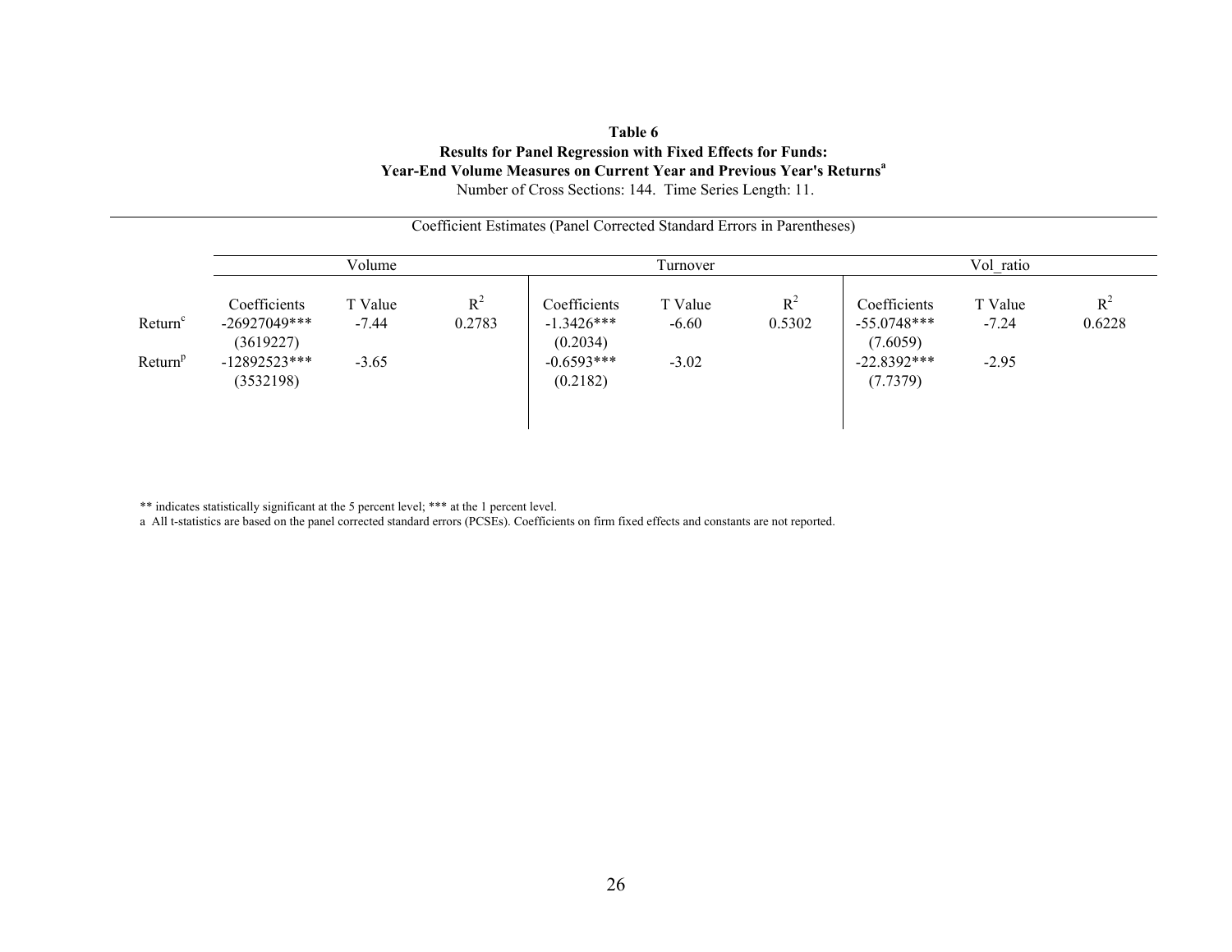**Table 6**

**Results for Panel Regression with Fixed Effects for Funds:**

**Year-End Volume Measures on Current Year and Previous Year's Returns**[a]

Number of Cross Sections: 144. Time Series Length: 11.

Coefficient Estimates (Panel Corrected Standard Errors in Parentheses)

| | Volume | | | Turnover | | | Vol_ratio | | |
|---|---|---|---|---|---|---|---|---|---|
| | Coefficients | T Value | $R^2$ | Coefficients | T Value | $R^2$ | Coefficients | T Value | $R^2$ |
| $Return^c$ | -26927049*** | -7.44 | 0.2783 | -1.3426*** | -6.60 | 0.5302 | -55.0748*** | -7.24 | 0.6228 |
| | (3619227) | | | (0.2034) | | | (7.6059) | | |
| $Return^p$ | -12892523*** | -3.65 | | -0.6593*** | -3.02 | | -22.8392*** | -2.95 | |
| | (3532198) | | | (0.2182) | | | (7.7379) | | |

** indicates statistically significant at the 5 percent level; *** at the 1 percent level.

a All t-statistics are based on the panel corrected standard errors (PCSEs). Coefficients on firm fixed effects and constants are not reported.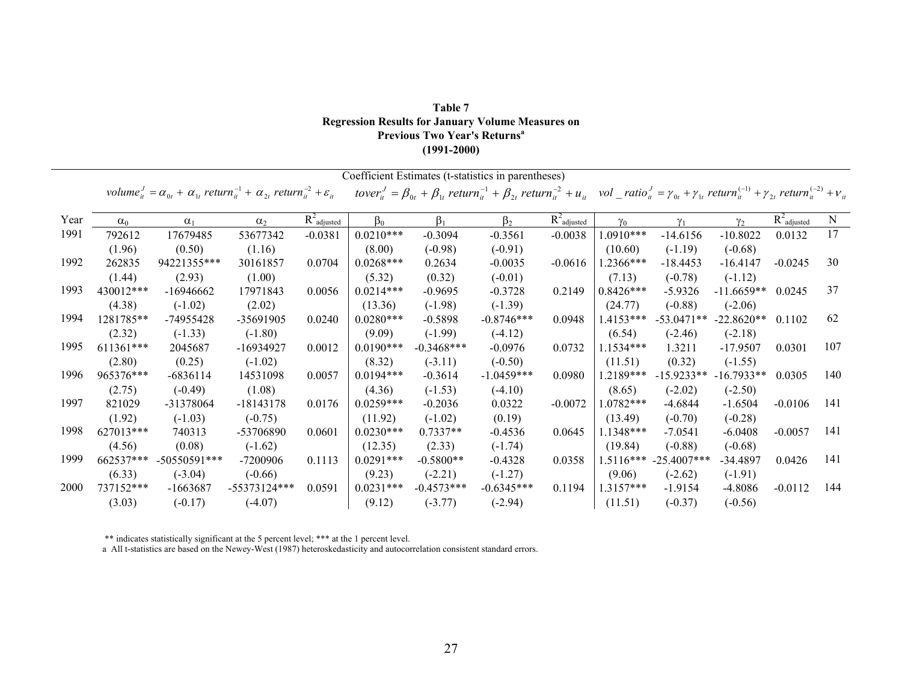**Table 7**
**Regression Results for January Volume Measures on Previous Two Year's Returns**[a]
**(1991-2000)**

Coefficient Estimates (t-statistics in parentheses)

$volume_{it}^{J} = \alpha_{0t} + \alpha_{1t}\, return_{it}^{-1} + \alpha_{2t}\, return_{it}^{-2} + \varepsilon_{it}$ $\quad tover_{it}^{J} = \beta_{0t} + \beta_{1t}\, return_{it}^{-1} + \beta_{2t}\, return_{it}^{-2} + u_{it}$ $\quad vol\_ratio_{it}^{J} = \gamma_{0t} + \gamma_{1t}\, return_{it}^{(-1)} + \gamma_{2t}\, return_{it}^{(-2)} + \nu_{it}$

| Year | $\alpha_0$ | $\alpha_1$ | $\alpha_2$ | $R^2_{adjusted}$ | $\beta_0$ | $\beta_1$ | $\beta_2$ | $R^2_{adjusted}$ | $\gamma_0$ | $\gamma_1$ | $\gamma_2$ | $R^2_{adjusted}$ | N |
|---|---|---|---|---|---|---|---|---|---|---|---|---|---|
| 1991 | 792612 | 17679485 | 53677342 | -0.0381 | 0.0210*** | -0.3094 | -0.3561 | -0.0038 | 1.0910*** | -14.6156 | -10.8022 | 0.0132 | 17 |
| | (1.96) | (0.50) | (1.16) | | (8.00) | (-0.98) | (-0.91) | | (10.60) | (-1.19) | (-0.68) | | |
| 1992 | 262835 | 94221355*** | 30161857 | 0.0704 | 0.0268*** | 0.2634 | -0.0035 | -0.0616 | 1.2366*** | -18.4453 | -16.4147 | -0.0245 | 30 |
| | (1.44) | (2.93) | (1.00) | | (5.32) | (0.32) | (-0.01) | | (7.13) | (-0.78) | (-1.12) | | |
| 1993 | 430012*** | -16946662 | 17971843 | 0.0056 | 0.0214*** | -0.9695 | -0.3728 | 0.2149 | 0.8426*** | -5.9326 | -11.6659** | 0.0245 | 37 |
| | (4.38) | (-1.02) | (2.02) | | (13.36) | (-1.98) | (-1.39) | | (24.77) | (-0.88) | (-2.06) | | |
| 1994 | 1281785** | -74955428 | -35691905 | 0.0240 | 0.0280*** | -0.5898 | -0.8746*** | 0.0948 | 1.4153*** | -53.0471** | -22.8620** | 0.1102 | 62 |
| | (2.32) | (-1.33) | (-1.80) | | (9.09) | (-1.99) | (-4.12) | | (6.54) | (-2.46) | (-2.18) | | |
| 1995 | 611361*** | 2045687 | -16934927 | 0.0012 | 0.0190*** | -0.3468*** | -0.0976 | 0.0732 | 1.1534*** | 1.3211 | -17.9507 | 0.0301 | 107 |
| | (2.80) | (0.25) | (-1.02) | | (8.32) | (-3.11) | (-0.50) | | (11.51) | (0.32) | (-1.55) | | |
| 1996 | 965376*** | -6836114 | 14531098 | 0.0057 | 0.0194*** | -0.3614 | -1.0459*** | 0.0980 | 1.2189*** | -15.9233** | -16.7933** | 0.0305 | 140 |
| | (2.75) | (-0.49) | (1.08) | | (4.36) | (-1.53) | (-4.10) | | (8.65) | (-2.02) | (-2.50) | | |
| 1997 | 821029 | -31378064 | -18143178 | 0.0176 | 0.0259*** | -0.2036 | 0.0322 | -0.0072 | 1.0782*** | -4.6844 | -1.6504 | -0.0106 | 141 |
| | (1.92) | (-1.03) | (-0.75) | | (11.92) | (-1.02) | (0.19) | | (13.49) | (-0.70) | (-0.28) | | |
| 1998 | 627013*** | 740313 | -53706890 | 0.0601 | 0.0230*** | 0.7337** | -0.4536 | 0.0645 | 1.1348*** | -7.0541 | -6.0408 | -0.0057 | 141 |
| | (4.56) | (0.08) | (-1.62) | | (12.35) | (2.33) | (-1.74) | | (19.84) | (-0.88) | (-0.68) | | |
| 1999 | 662537*** | -50550591*** | -7200906 | 0.1113 | 0.0291*** | -0.5800** | -0.4328 | 0.0358 | 1.5116*** | -25.4007*** | -34.4897 | 0.0426 | 141 |
| | (6.33) | (-3.04) | (-0.66) | | (9.23) | (-2.21) | (-1.27) | | (9.06) | (-2.62) | (-1.91) | | |
| 2000 | 737152*** | -1663687 | -55373124*** | 0.0591 | 0.0231*** | -0.4573*** | -0.6345*** | 0.1194 | 1.3157*** | -1.9154 | -4.8086 | -0.0112 | 144 |
| | (3.03) | (-0.17) | (-4.07) | | (9.12) | (-3.77) | (-2.94) | | (11.51) | (-0.37) | (-0.56) | | |

** indicates statistically significant at the 5 percent level; *** at the 1 percent level.

a All t-statistics are based on the Newey-West (1987) heteroskedasticity and autocorrelation consistent standard errors.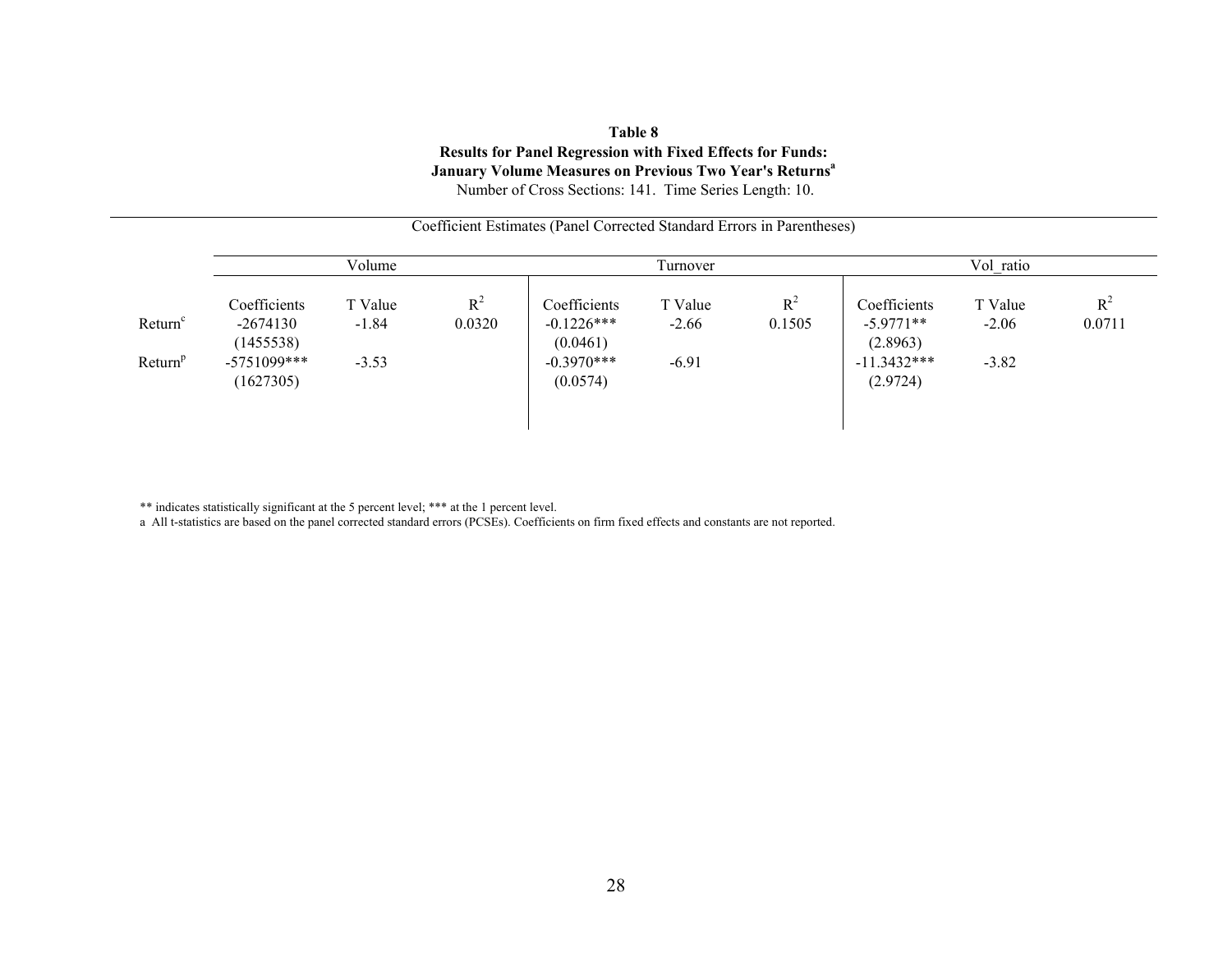**Table 8**
**Results for Panel Regression with Fixed Effects for Funds:**
**January Volume Measures on Previous Two Year's Returns[a]**
Number of Cross Sections: 141. Time Series Length: 10.

Coefficient Estimates (Panel Corrected Standard Errors in Parentheses)

| | Volume | | | Turnover | | | Vol_ratio | | |
|---|---|---|---|---|---|---|---|---|---|
| | Coefficients | T Value | $R^2$ | Coefficients | T Value | $R^2$ | Coefficients | T Value | $R^2$ |
| Return[c] | -2674130 | -1.84 | 0.0320 | -0.1226*** | -2.66 | 0.1505 | -5.9771** | -2.06 | 0.0711 |
| | (1455538) | | | (0.0461) | | | (2.8963) | | |
| Return[p] | -5751099*** | -3.53 | | -0.3970*** | -6.91 | | -11.3432*** | -3.82 | |
| | (1627305) | | | (0.0574) | | | (2.9724) | | |

** indicates statistically significant at the 5 percent level; *** at the 1 percent level.

a All t-statistics are based on the panel corrected standard errors (PCSEs). Coefficients on firm fixed effects and constants are not reported.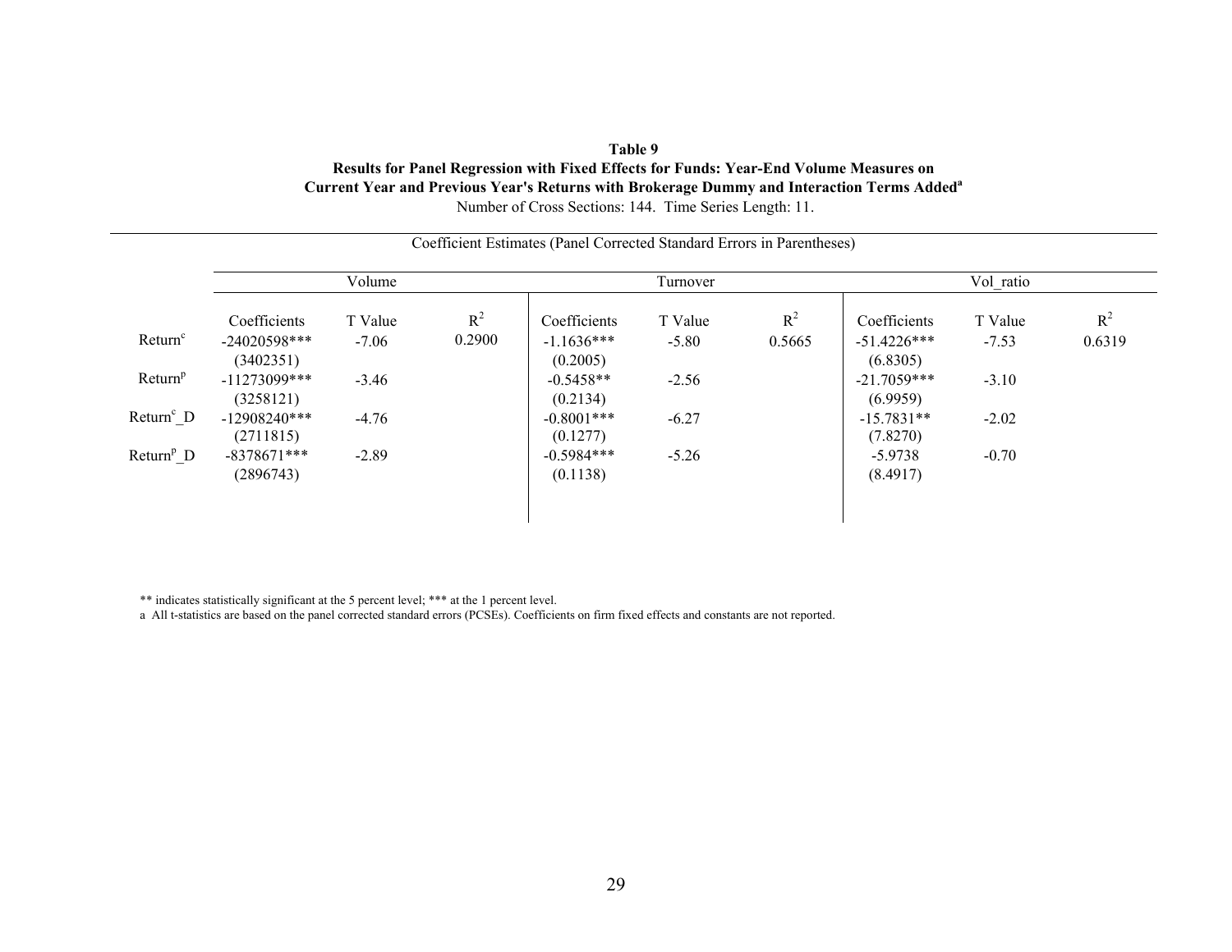**Table 9**
**Results for Panel Regression with Fixed Effects for Funds: Year-End Volume Measures on Current Year and Previous Year's Returns with Brokerage Dummy and Interaction Terms Added[a]**
Number of Cross Sections: 144. Time Series Length: 11.

Coefficient Estimates (Panel Corrected Standard Errors in Parentheses)

| | Volume | | | Turnover | | | Vol_ratio | | |
|---|---|---|---|---|---|---|---|---|---|
| | Coefficients | T Value | $R^2$ | Coefficients | T Value | $R^2$ | Coefficients | T Value | $R^2$ |
| $Return^c$ | -24020598*** | -7.06 | 0.2900 | -1.1636*** | -5.80 | 0.5665 | -51.4226*** | -7.53 | 0.6319 |
| | (3402351) | | | (0.2005) | | | (6.8305) | | |
| $Return^p$ | -11273099*** | -3.46 | | -0.5458** | -2.56 | | -21.7059*** | -3.10 | |
| | (3258121) | | | (0.2134) | | | (6.9959) | | |
| $Return^c\_D$ | -12908240*** | -4.76 | | -0.8001*** | -6.27 | | -15.7831** | -2.02 | |
| | (2711815) | | | (0.1277) | | | (7.8270) | | |
| $Return^p\_D$ | -8378671*** | -2.89 | | -0.5984*** | -5.26 | | -5.9738 | -0.70 | |
| | (2896743) | | | (0.1138) | | | (8.4917) | | |

** indicates statistically significant at the 5 percent level; *** at the 1 percent level.

a All t-statistics are based on the panel corrected standard errors (PCSEs). Coefficients on firm fixed effects and constants are not reported.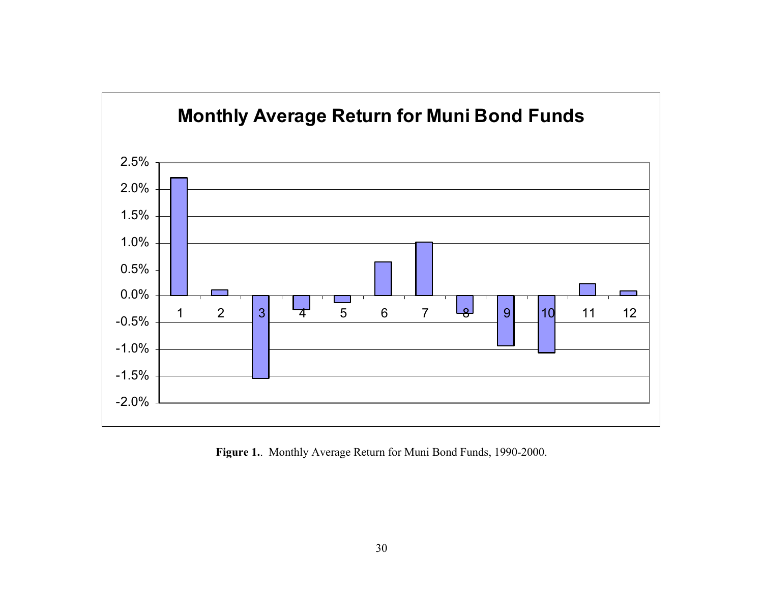**Monthly Average Return for Muni Bond Funds**

**Figure 1.**. Monthly Average Return for Muni Bond Funds, 1990-2000.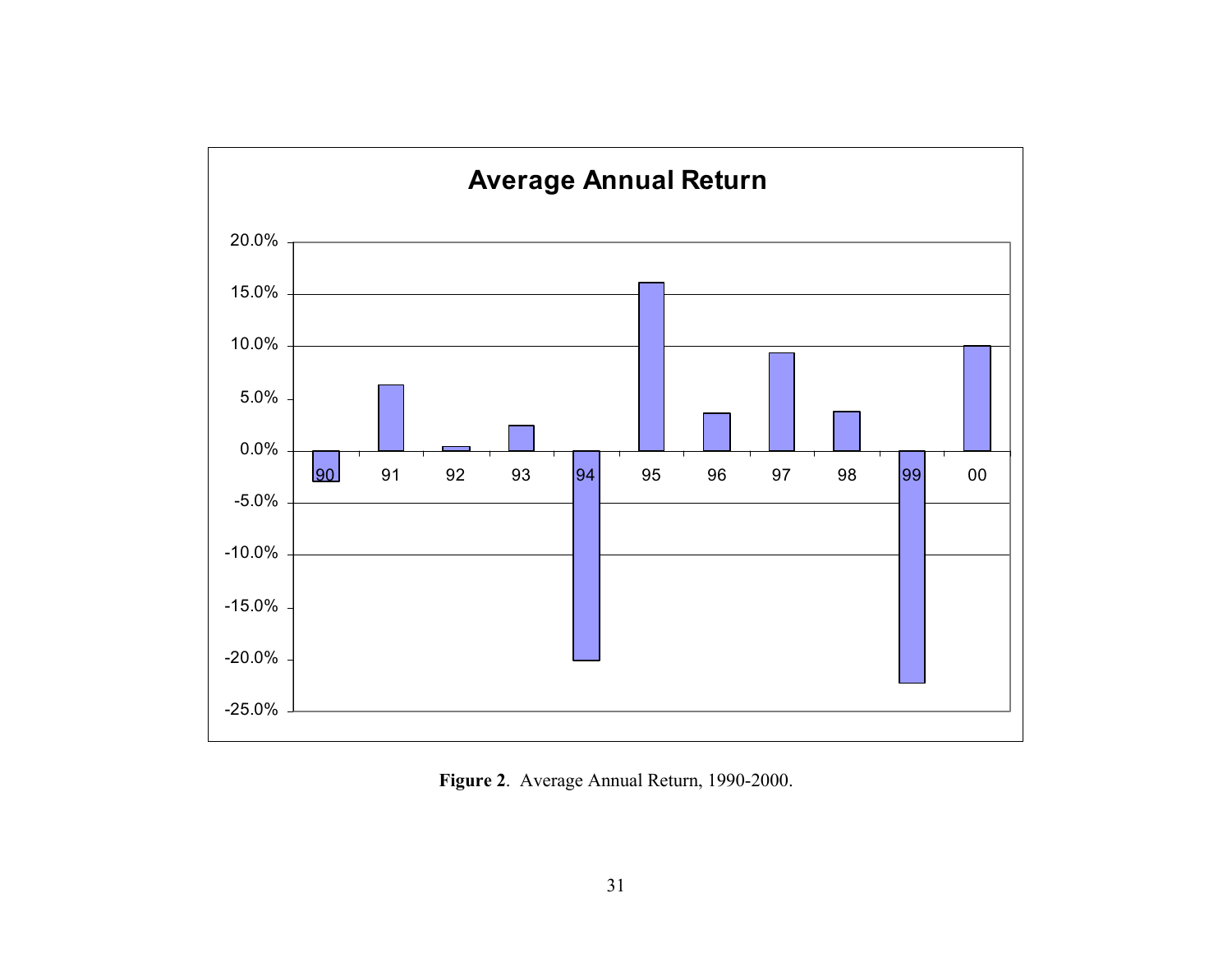**Average Annual Return**

| Year | Average Annual Return |
|---|---|
| 90 | -3.0% |
| 91 | 6.3% |
| 92 | 0.4% |
| 93 | 2.4% |
| 94 | -20.1% |
| 95 | 16.1% |
| 96 | 3.6% |
| 97 | 9.4% |
| 98 | 3.8% |
| 99 | -22.3% |
| 00 | 10.0% |

**Figure 2**. Average Annual Return, 1990-2000.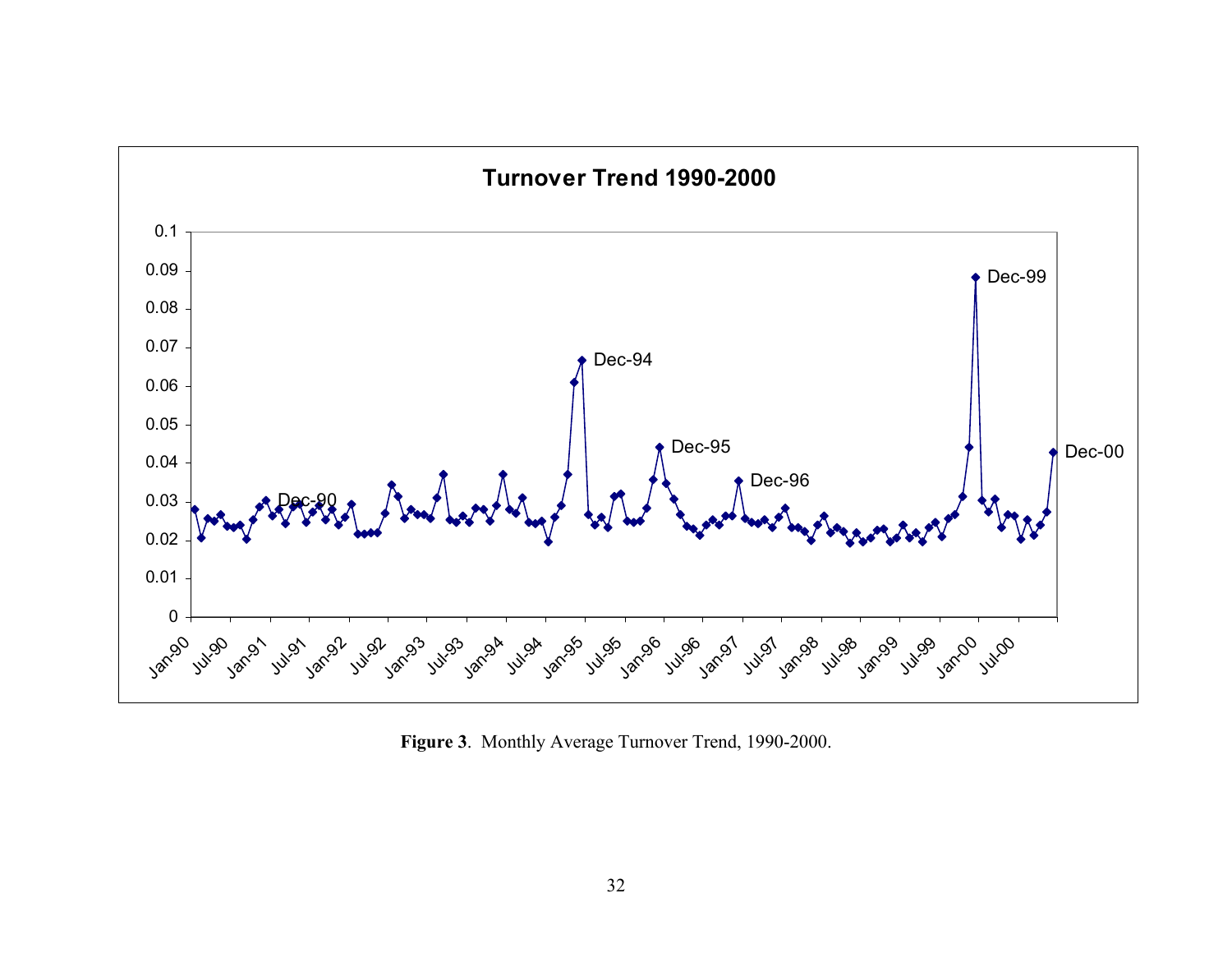**Figure 3**. Monthly Average Turnover Trend, 1990-2000.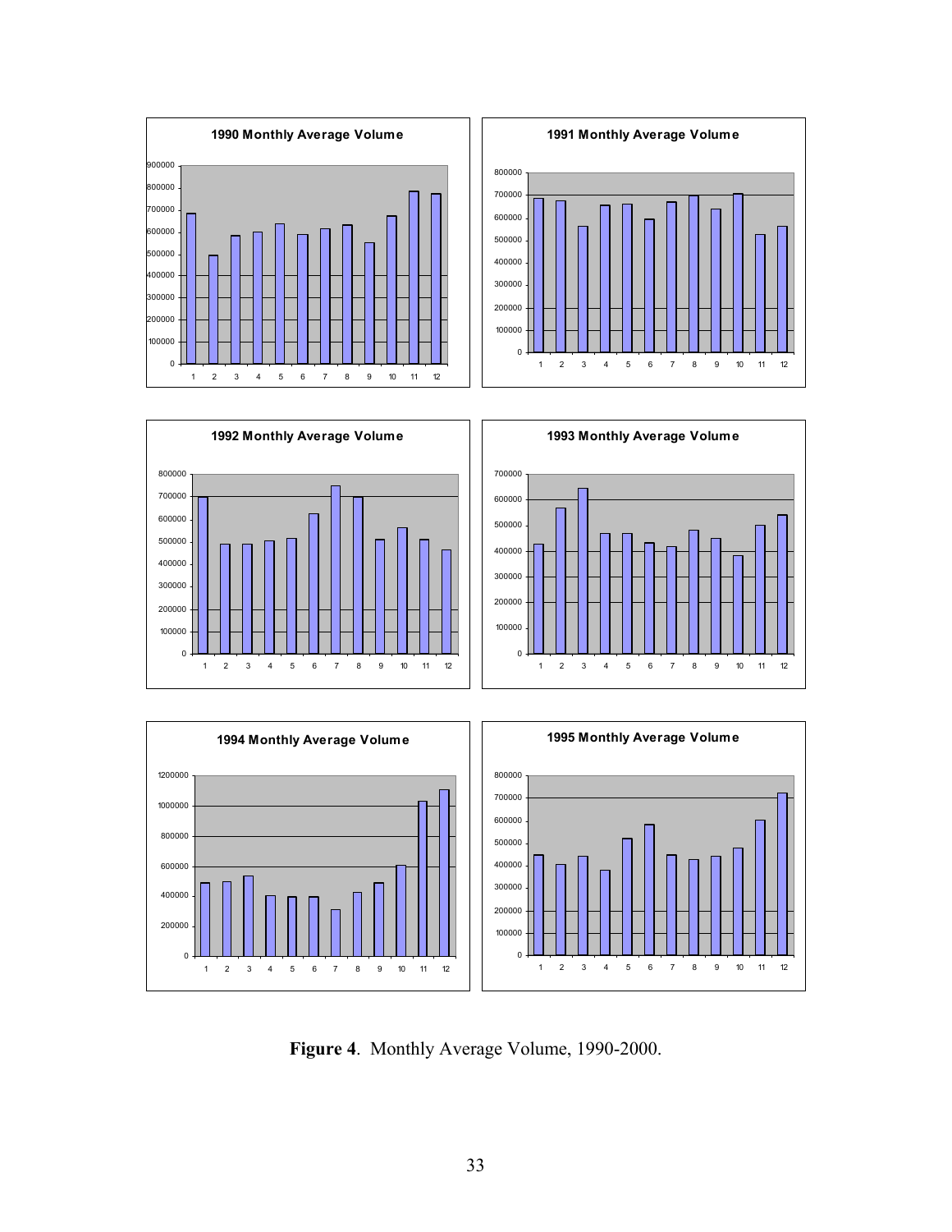**Figure 4**. Monthly Average Volume, 1990-2000.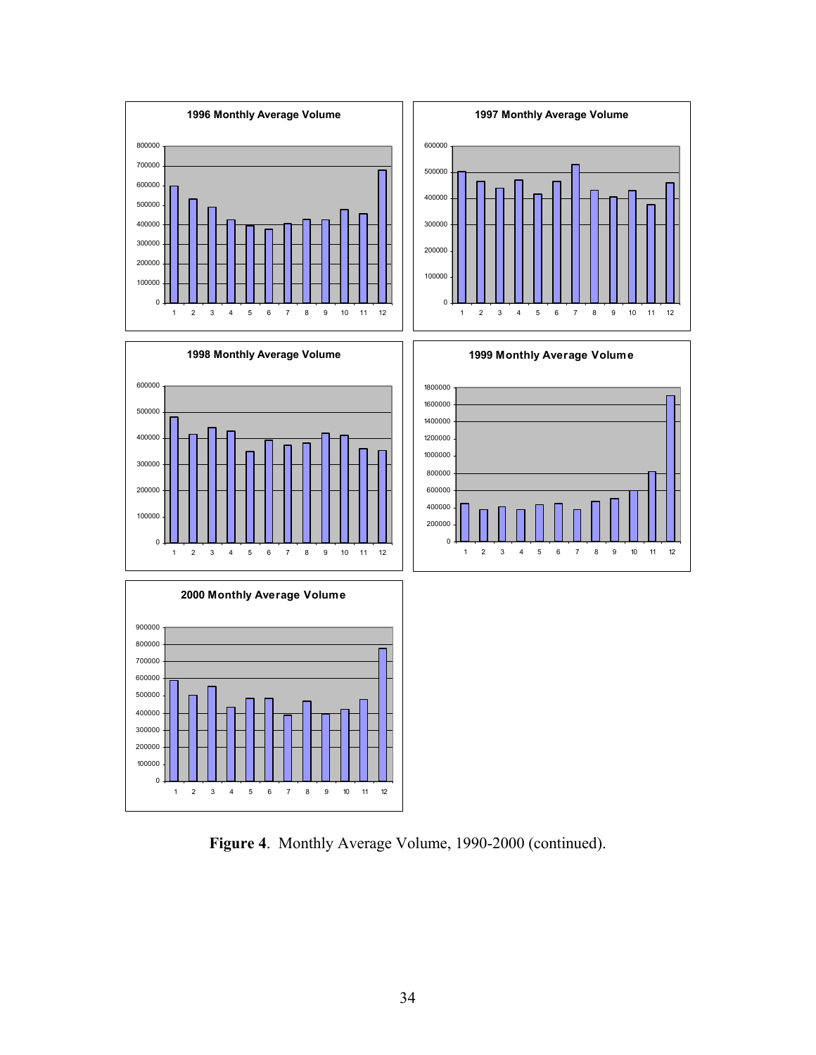1996 Monthly Average Volume

800000
700000
600000
500000
400000
300000
200000
100000
0

1 2 3 4 5 6 7 8 9 10 11 12

1997 Monthly Average Volume

600000
500000
400000
300000
200000
100000
0

1 2 3 4 5 6 7 8 9 10 11 12

1998 Monthly Average Volume

600000
500000
400000
300000
200000
100000
0

1 2 3 4 5 6 7 8 9 10 11 12

1999 Monthly Average Volume

1800000
1600000
1400000
1200000
1000000
800000
600000
400000
200000
0

1 2 3 4 5 6 7 8 9 10 11 12

2000 Monthly Average Volume

900000
800000
700000
600000
500000
400000
300000
200000
100000
0

1 2 3 4 5 6 7 8 9 10 11 12

**Figure 4**. Monthly Average Volume, 1990-2000 (continued).